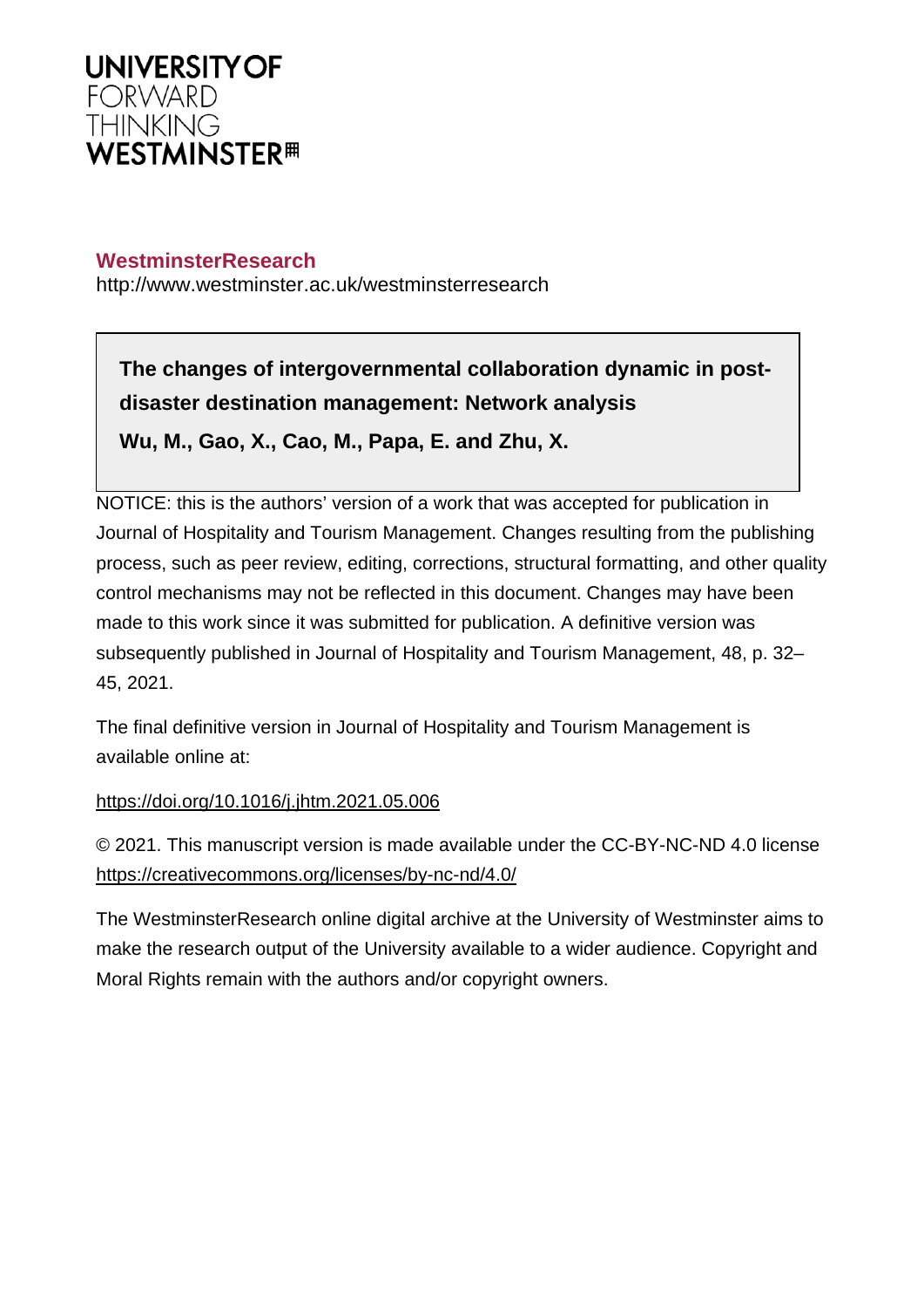**UNIVERSITY OF**
FORWARD
THINKING
**WESTMINSTER**

**WestminsterResearch**
http://www.westminster.ac.uk/westminsterresearch

**The changes of intergovernmental collaboration dynamic in post-disaster destination management: Network analysis**

**Wu, M., Gao, X., Cao, M., Papa, E. and Zhu, X.**

NOTICE: this is the authors' version of a work that was accepted for publication in Journal of Hospitality and Tourism Management. Changes resulting from the publishing process, such as peer review, editing, corrections, structural formatting, and other quality control mechanisms may not be reflected in this document. Changes may have been made to this work since it was submitted for publication. A definitive version was subsequently published in Journal of Hospitality and Tourism Management, 48, p. 32–45, 2021.

The final definitive version in Journal of Hospitality and Tourism Management is available online at:

https://doi.org/10.1016/j.jhtm.2021.05.006

© 2021. This manuscript version is made available under the CC-BY-NC-ND 4.0 license https://creativecommons.org/licenses/by-nc-nd/4.0/

The WestminsterResearch online digital archive at the University of Westminster aims to make the research output of the University available to a wider audience. Copyright and Moral Rights remain with the authors and/or copyright owners.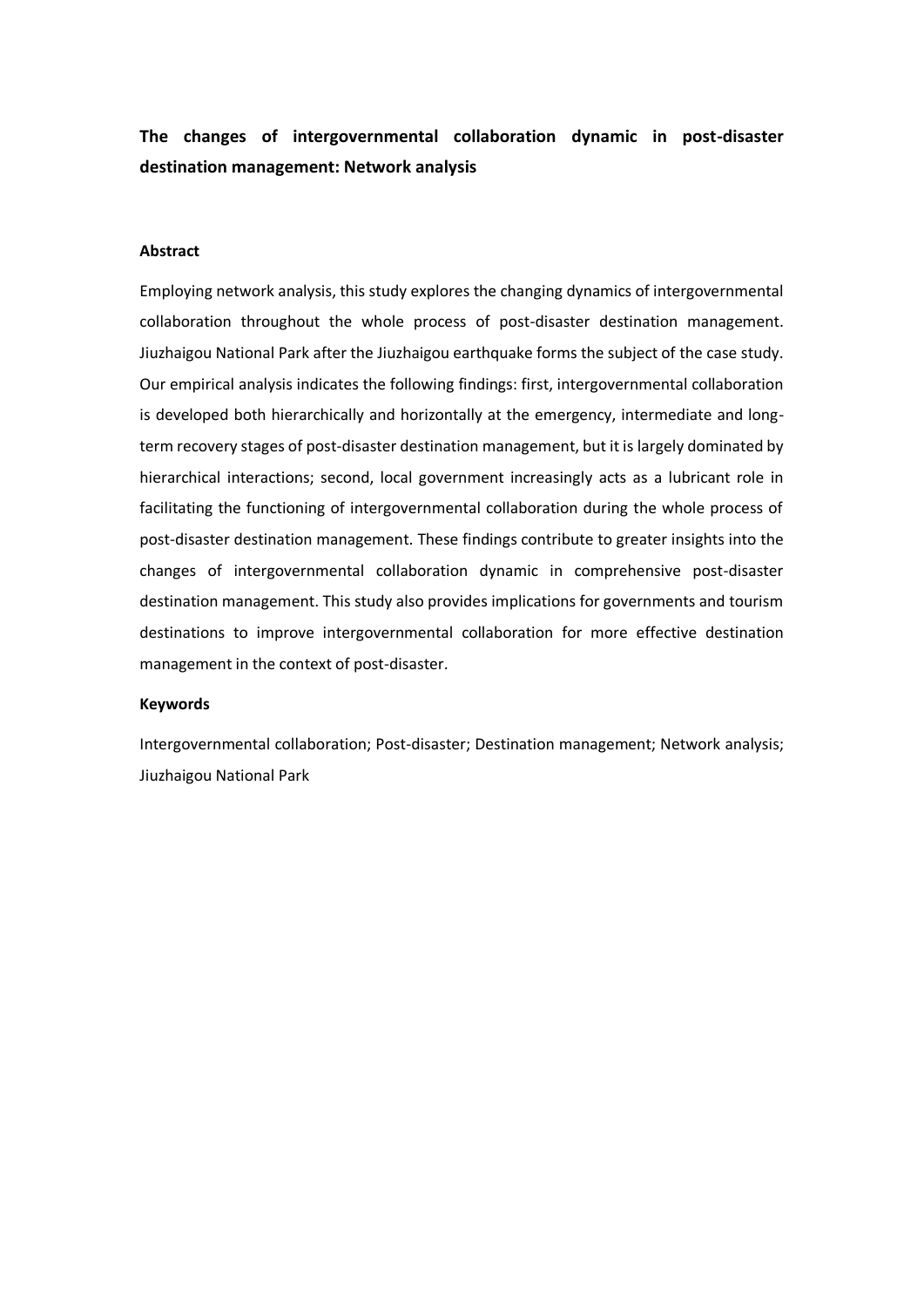**The changes of intergovernmental collaboration dynamic in post-disaster destination management: Network analysis**

**Abstract**

Employing network analysis, this study explores the changing dynamics of intergovernmental collaboration throughout the whole process of post-disaster destination management. Jiuzhaigou National Park after the Jiuzhaigou earthquake forms the subject of the case study. Our empirical analysis indicates the following findings: first, intergovernmental collaboration is developed both hierarchically and horizontally at the emergency, intermediate and long-term recovery stages of post-disaster destination management, but it is largely dominated by hierarchical interactions; second, local government increasingly acts as a lubricant role in facilitating the functioning of intergovernmental collaboration during the whole process of post-disaster destination management. These findings contribute to greater insights into the changes of intergovernmental collaboration dynamic in comprehensive post-disaster destination management. This study also provides implications for governments and tourism destinations to improve intergovernmental collaboration for more effective destination management in the context of post-disaster.

**Keywords**

Intergovernmental collaboration; Post-disaster; Destination management; Network analysis; Jiuzhaigou National Park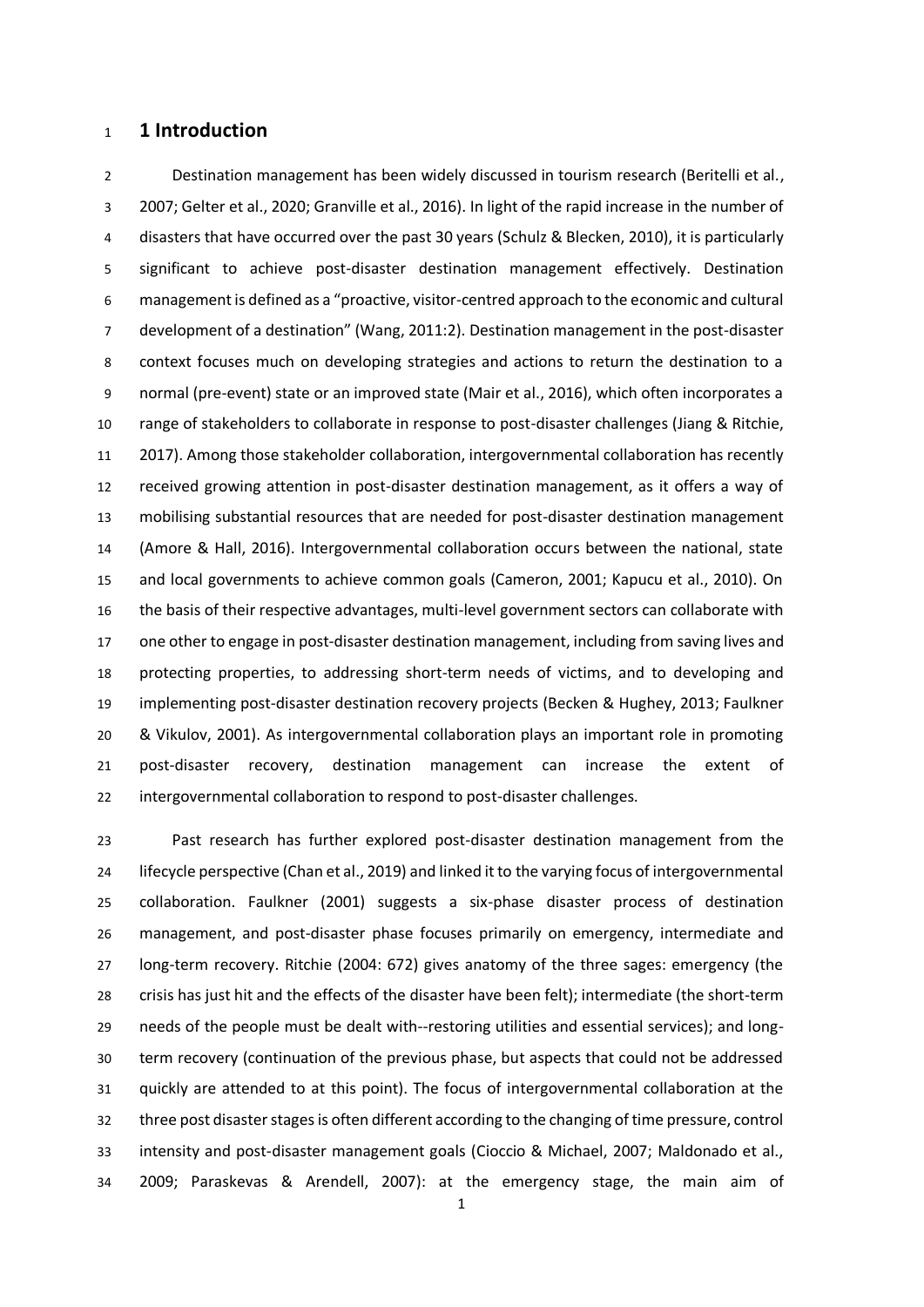# 1 Introduction

Destination management has been widely discussed in tourism research (Beritelli et al., 2007; Gelter et al., 2020; Granville et al., 2016). In light of the rapid increase in the number of disasters that have occurred over the past 30 years (Schulz & Blecken, 2010), it is particularly significant to achieve post-disaster destination management effectively. Destination management is defined as a "proactive, visitor-centred approach to the economic and cultural development of a destination" (Wang, 2011:2). Destination management in the post-disaster context focuses much on developing strategies and actions to return the destination to a normal (pre-event) state or an improved state (Mair et al., 2016), which often incorporates a range of stakeholders to collaborate in response to post-disaster challenges (Jiang & Ritchie, 2017). Among those stakeholder collaboration, intergovernmental collaboration has recently received growing attention in post-disaster destination management, as it offers a way of mobilising substantial resources that are needed for post-disaster destination management (Amore & Hall, 2016). Intergovernmental collaboration occurs between the national, state and local governments to achieve common goals (Cameron, 2001; Kapucu et al., 2010). On the basis of their respective advantages, multi-level government sectors can collaborate with one other to engage in post-disaster destination management, including from saving lives and protecting properties, to addressing short-term needs of victims, and to developing and implementing post-disaster destination recovery projects (Becken & Hughey, 2013; Faulkner & Vikulov, 2001). As intergovernmental collaboration plays an important role in promoting post-disaster recovery, destination management can increase the extent of intergovernmental collaboration to respond to post-disaster challenges.

Past research has further explored post-disaster destination management from the lifecycle perspective (Chan et al., 2019) and linked it to the varying focus of intergovernmental collaboration. Faulkner (2001) suggests a six-phase disaster process of destination management, and post-disaster phase focuses primarily on emergency, intermediate and long-term recovery. Ritchie (2004: 672) gives anatomy of the three sages: emergency (the crisis has just hit and the effects of the disaster have been felt); intermediate (the short-term needs of the people must be dealt with--restoring utilities and essential services); and long-term recovery (continuation of the previous phase, but aspects that could not be addressed quickly are attended to at this point). The focus of intergovernmental collaboration at the three post disaster stages is often different according to the changing of time pressure, control intensity and post-disaster management goals (Cioccio & Michael, 2007; Maldonado et al., 2009; Paraskevas & Arendell, 2007): at the emergency stage, the main aim of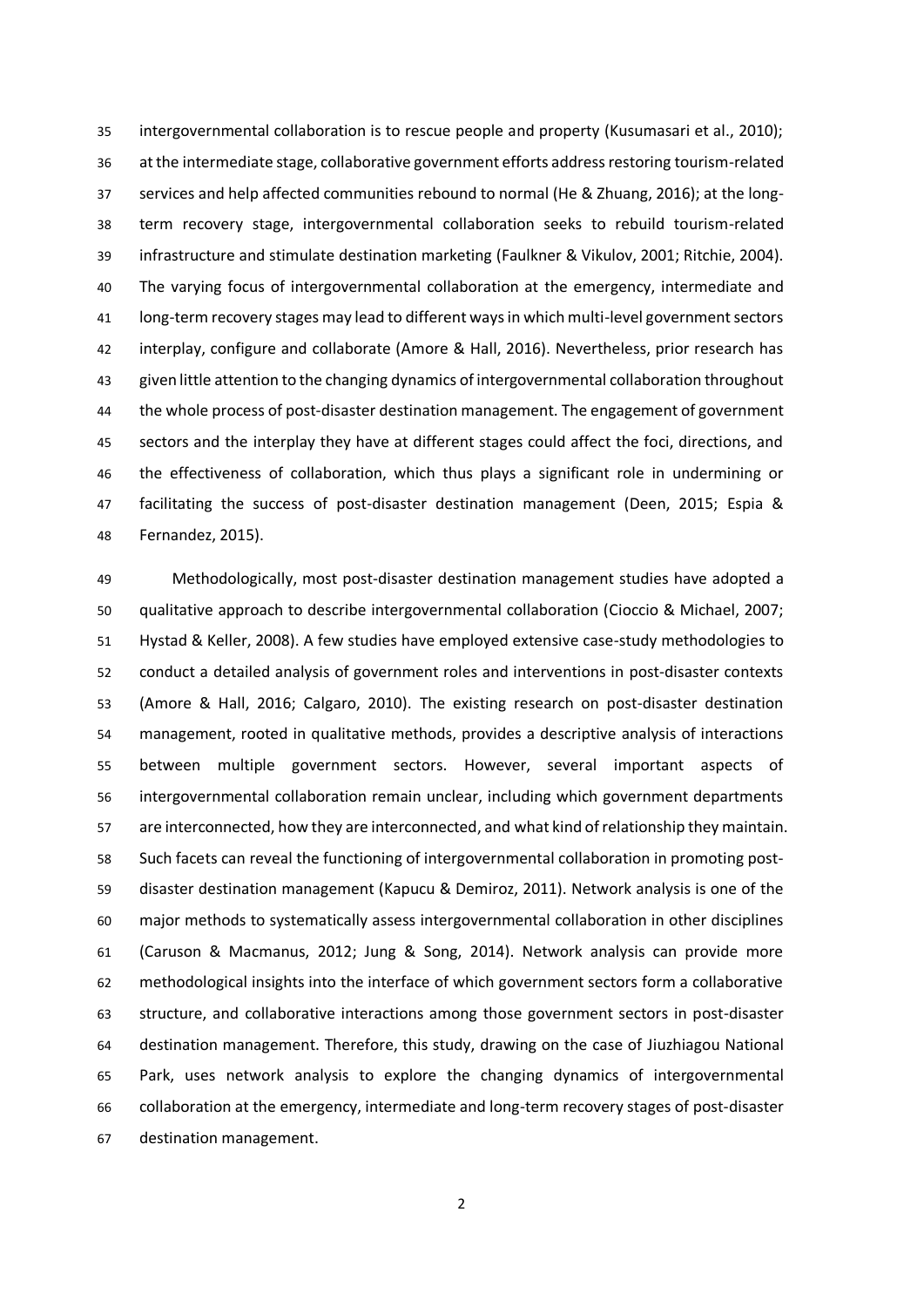intergovernmental collaboration is to rescue people and property (Kusumasari et al., 2010); at the intermediate stage, collaborative government efforts address restoring tourism-related services and help affected communities rebound to normal (He & Zhuang, 2016); at the long-term recovery stage, intergovernmental collaboration seeks to rebuild tourism-related infrastructure and stimulate destination marketing (Faulkner & Vikulov, 2001; Ritchie, 2004). The varying focus of intergovernmental collaboration at the emergency, intermediate and long-term recovery stages may lead to different ways in which multi-level government sectors interplay, configure and collaborate (Amore & Hall, 2016). Nevertheless, prior research has given little attention to the changing dynamics of intergovernmental collaboration throughout the whole process of post-disaster destination management. The engagement of government sectors and the interplay they have at different stages could affect the foci, directions, and the effectiveness of collaboration, which thus plays a significant role in undermining or facilitating the success of post-disaster destination management (Deen, 2015; Espia & Fernandez, 2015).

Methodologically, most post-disaster destination management studies have adopted a qualitative approach to describe intergovernmental collaboration (Cioccio & Michael, 2007; Hystad & Keller, 2008). A few studies have employed extensive case-study methodologies to conduct a detailed analysis of government roles and interventions in post-disaster contexts (Amore & Hall, 2016; Calgaro, 2010). The existing research on post-disaster destination management, rooted in qualitative methods, provides a descriptive analysis of interactions between multiple government sectors. However, several important aspects of intergovernmental collaboration remain unclear, including which government departments are interconnected, how they are interconnected, and what kind of relationship they maintain. Such facets can reveal the functioning of intergovernmental collaboration in promoting post-disaster destination management (Kapucu & Demiroz, 2011). Network analysis is one of the major methods to systematically assess intergovernmental collaboration in other disciplines (Caruson & Macmanus, 2012; Jung & Song, 2014). Network analysis can provide more methodological insights into the interface of which government sectors form a collaborative structure, and collaborative interactions among those government sectors in post-disaster destination management. Therefore, this study, drawing on the case of Jiuzhiagou National Park, uses network analysis to explore the changing dynamics of intergovernmental collaboration at the emergency, intermediate and long-term recovery stages of post-disaster destination management.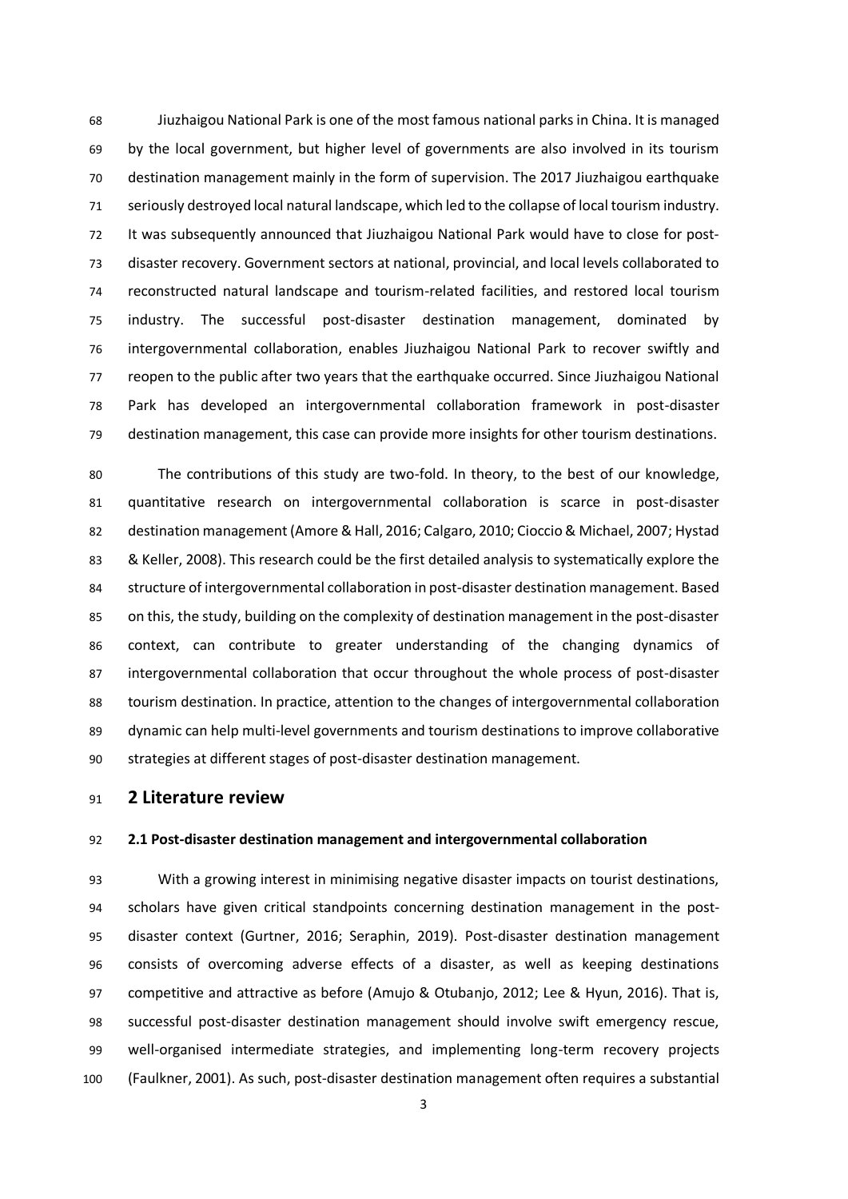Jiuzhaigou National Park is one of the most famous national parks in China. It is managed by the local government, but higher level of governments are also involved in its tourism destination management mainly in the form of supervision. The 2017 Jiuzhaigou earthquake seriously destroyed local natural landscape, which led to the collapse of local tourism industry. It was subsequently announced that Jiuzhaigou National Park would have to close for post-disaster recovery. Government sectors at national, provincial, and local levels collaborated to reconstructed natural landscape and tourism-related facilities, and restored local tourism industry. The successful post-disaster destination management, dominated by intergovernmental collaboration, enables Jiuzhaigou National Park to recover swiftly and reopen to the public after two years that the earthquake occurred. Since Jiuzhaigou National Park has developed an intergovernmental collaboration framework in post-disaster destination management, this case can provide more insights for other tourism destinations.

The contributions of this study are two-fold. In theory, to the best of our knowledge, quantitative research on intergovernmental collaboration is scarce in post-disaster destination management (Amore & Hall, 2016; Calgaro, 2010; Cioccio & Michael, 2007; Hystad & Keller, 2008). This research could be the first detailed analysis to systematically explore the structure of intergovernmental collaboration in post-disaster destination management. Based on this, the study, building on the complexity of destination management in the post-disaster context, can contribute to greater understanding of the changing dynamics of intergovernmental collaboration that occur throughout the whole process of post-disaster tourism destination. In practice, attention to the changes of intergovernmental collaboration dynamic can help multi-level governments and tourism destinations to improve collaborative strategies at different stages of post-disaster destination management.

## 2 Literature review

### 2.1 Post-disaster destination management and intergovernmental collaboration

With a growing interest in minimising negative disaster impacts on tourist destinations, scholars have given critical standpoints concerning destination management in the post-disaster context (Gurtner, 2016; Seraphin, 2019). Post-disaster destination management consists of overcoming adverse effects of a disaster, as well as keeping destinations competitive and attractive as before (Amujo & Otubanjo, 2012; Lee & Hyun, 2016). That is, successful post-disaster destination management should involve swift emergency rescue, well-organised intermediate strategies, and implementing long-term recovery projects (Faulkner, 2001). As such, post-disaster destination management often requires a substantial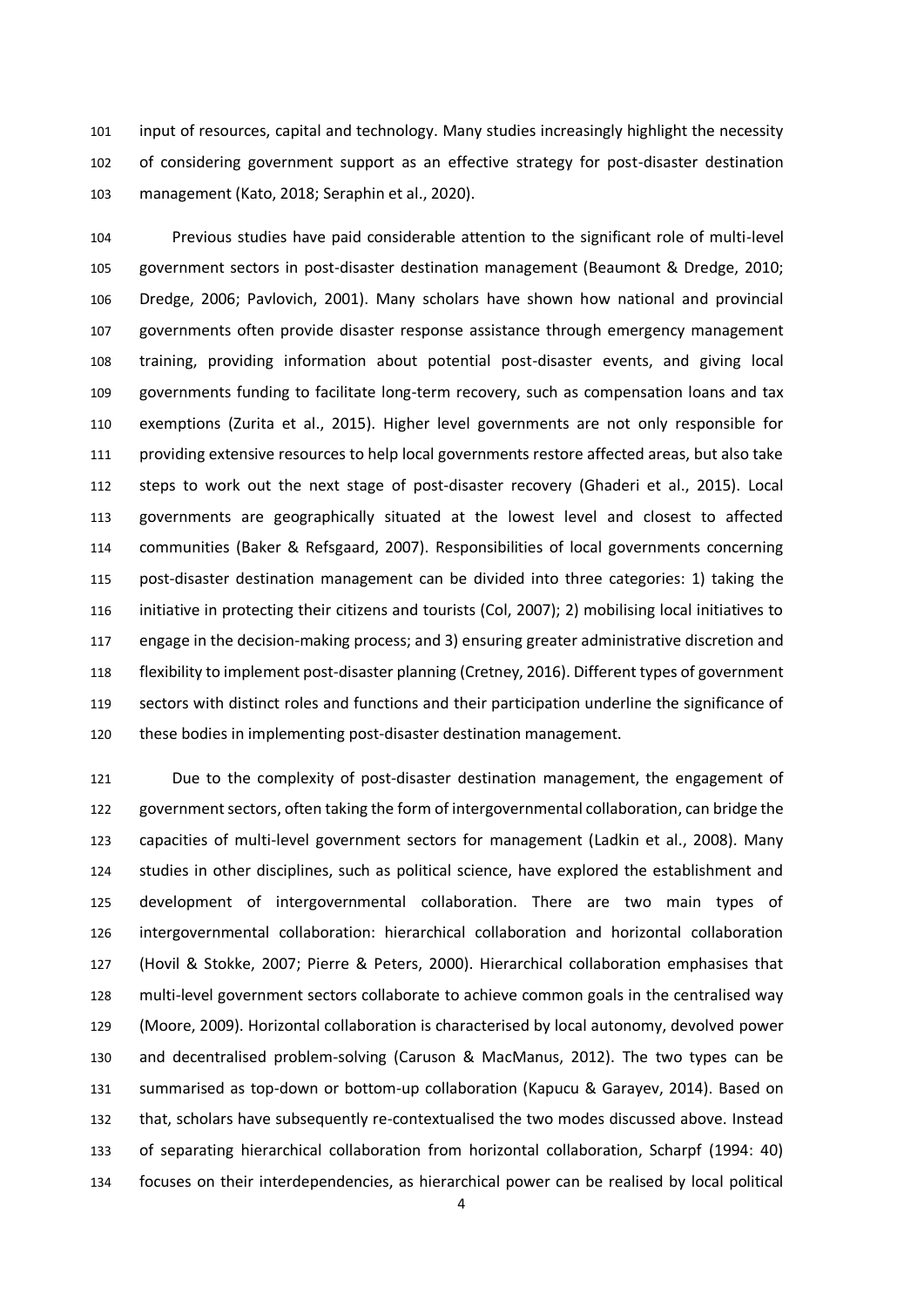input of resources, capital and technology. Many studies increasingly highlight the necessity of considering government support as an effective strategy for post-disaster destination management (Kato, 2018; Seraphin et al., 2020).

Previous studies have paid considerable attention to the significant role of multi-level government sectors in post-disaster destination management (Beaumont & Dredge, 2010; Dredge, 2006; Pavlovich, 2001). Many scholars have shown how national and provincial governments often provide disaster response assistance through emergency management training, providing information about potential post-disaster events, and giving local governments funding to facilitate long-term recovery, such as compensation loans and tax exemptions (Zurita et al., 2015). Higher level governments are not only responsible for providing extensive resources to help local governments restore affected areas, but also take steps to work out the next stage of post-disaster recovery (Ghaderi et al., 2015). Local governments are geographically situated at the lowest level and closest to affected communities (Baker & Refsgaard, 2007). Responsibilities of local governments concerning post-disaster destination management can be divided into three categories: 1) taking the initiative in protecting their citizens and tourists (Col, 2007); 2) mobilising local initiatives to engage in the decision-making process; and 3) ensuring greater administrative discretion and flexibility to implement post-disaster planning (Cretney, 2016). Different types of government sectors with distinct roles and functions and their participation underline the significance of these bodies in implementing post-disaster destination management.

Due to the complexity of post-disaster destination management, the engagement of government sectors, often taking the form of intergovernmental collaboration, can bridge the capacities of multi-level government sectors for management (Ladkin et al., 2008). Many studies in other disciplines, such as political science, have explored the establishment and development of intergovernmental collaboration. There are two main types of intergovernmental collaboration: hierarchical collaboration and horizontal collaboration (Hovil & Stokke, 2007; Pierre & Peters, 2000). Hierarchical collaboration emphasises that multi-level government sectors collaborate to achieve common goals in the centralised way (Moore, 2009). Horizontal collaboration is characterised by local autonomy, devolved power and decentralised problem-solving (Caruson & MacManus, 2012). The two types can be summarised as top-down or bottom-up collaboration (Kapucu & Garayev, 2014). Based on that, scholars have subsequently re-contextualised the two modes discussed above. Instead of separating hierarchical collaboration from horizontal collaboration, Scharpf (1994: 40) focuses on their interdependencies, as hierarchical power can be realised by local political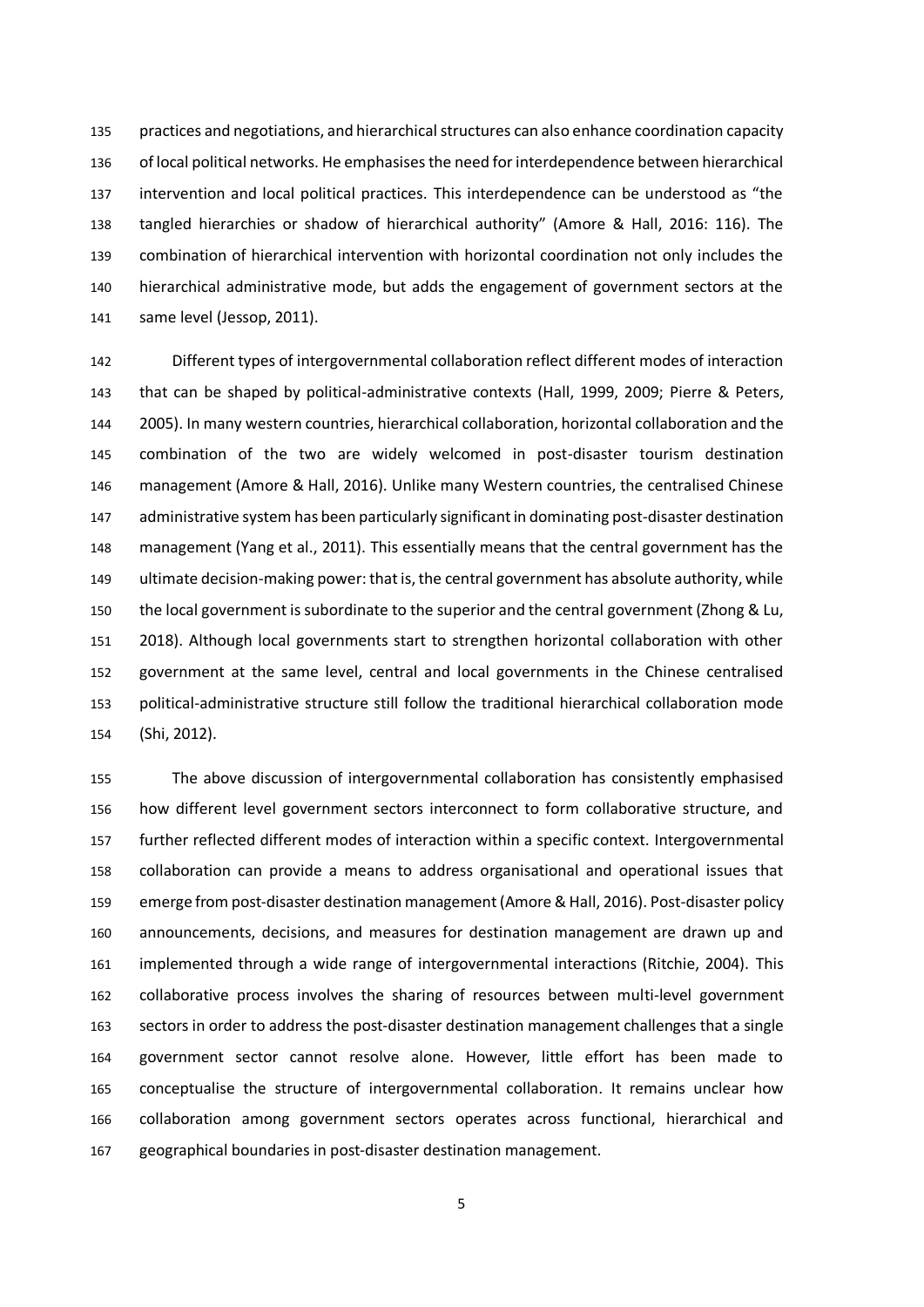practices and negotiations, and hierarchical structures can also enhance coordination capacity of local political networks. He emphasises the need for interdependence between hierarchical intervention and local political practices. This interdependence can be understood as "the tangled hierarchies or shadow of hierarchical authority" (Amore & Hall, 2016: 116). The combination of hierarchical intervention with horizontal coordination not only includes the hierarchical administrative mode, but adds the engagement of government sectors at the same level (Jessop, 2011).

Different types of intergovernmental collaboration reflect different modes of interaction that can be shaped by political-administrative contexts (Hall, 1999, 2009; Pierre & Peters, 2005). In many western countries, hierarchical collaboration, horizontal collaboration and the combination of the two are widely welcomed in post-disaster tourism destination management (Amore & Hall, 2016). Unlike many Western countries, the centralised Chinese administrative system has been particularly significant in dominating post-disaster destination management (Yang et al., 2011). This essentially means that the central government has the ultimate decision-making power: that is, the central government has absolute authority, while the local government is subordinate to the superior and the central government (Zhong & Lu, 2018). Although local governments start to strengthen horizontal collaboration with other government at the same level, central and local governments in the Chinese centralised political-administrative structure still follow the traditional hierarchical collaboration mode (Shi, 2012).

The above discussion of intergovernmental collaboration has consistently emphasised how different level government sectors interconnect to form collaborative structure, and further reflected different modes of interaction within a specific context. Intergovernmental collaboration can provide a means to address organisational and operational issues that emerge from post-disaster destination management (Amore & Hall, 2016). Post-disaster policy announcements, decisions, and measures for destination management are drawn up and implemented through a wide range of intergovernmental interactions (Ritchie, 2004). This collaborative process involves the sharing of resources between multi-level government sectors in order to address the post-disaster destination management challenges that a single government sector cannot resolve alone. However, little effort has been made to conceptualise the structure of intergovernmental collaboration. It remains unclear how collaboration among government sectors operates across functional, hierarchical and geographical boundaries in post-disaster destination management.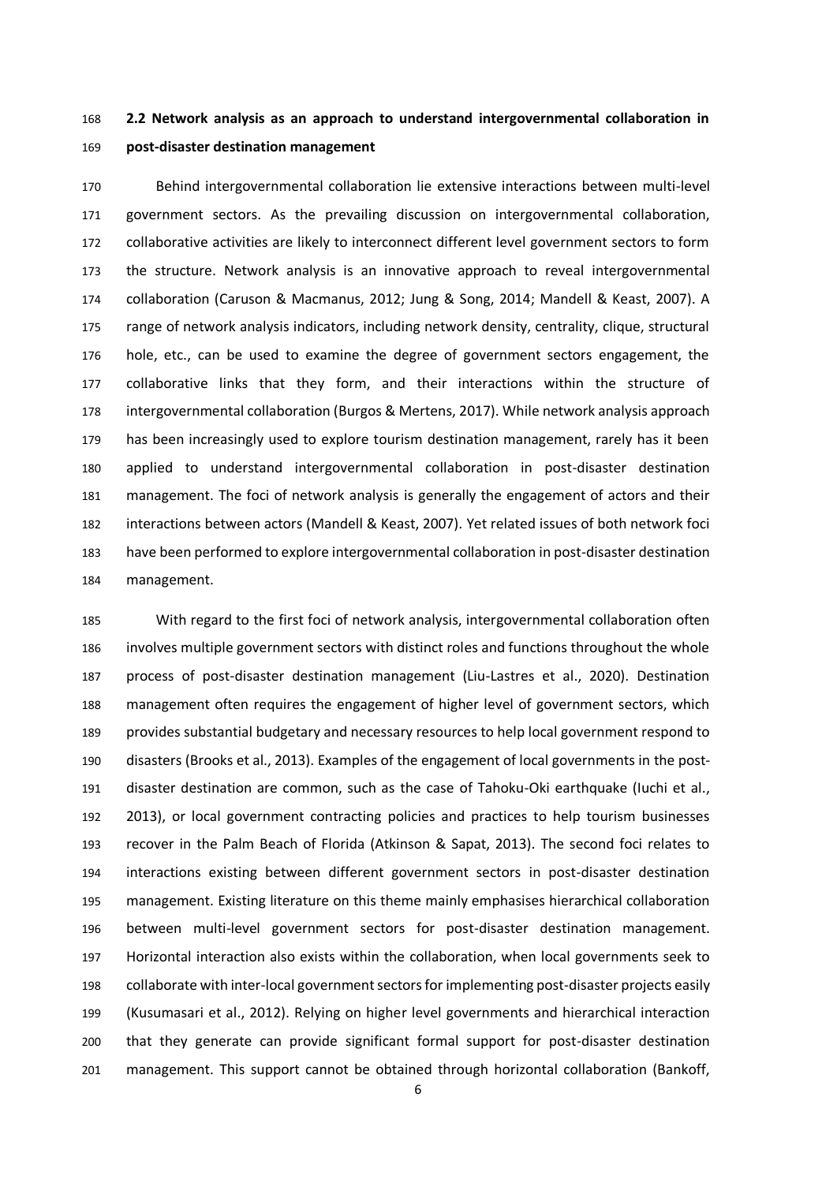### 2.2 Network analysis as an approach to understand intergovernmental collaboration in post-disaster destination management

Behind intergovernmental collaboration lie extensive interactions between multi-level government sectors. As the prevailing discussion on intergovernmental collaboration, collaborative activities are likely to interconnect different level government sectors to form the structure. Network analysis is an innovative approach to reveal intergovernmental collaboration (Caruson & Macmanus, 2012; Jung & Song, 2014; Mandell & Keast, 2007). A range of network analysis indicators, including network density, centrality, clique, structural hole, etc., can be used to examine the degree of government sectors engagement, the collaborative links that they form, and their interactions within the structure of intergovernmental collaboration (Burgos & Mertens, 2017). While network analysis approach has been increasingly used to explore tourism destination management, rarely has it been applied to understand intergovernmental collaboration in post-disaster destination management. The foci of network analysis is generally the engagement of actors and their interactions between actors (Mandell & Keast, 2007). Yet related issues of both network foci have been performed to explore intergovernmental collaboration in post-disaster destination management.

With regard to the first foci of network analysis, intergovernmental collaboration often involves multiple government sectors with distinct roles and functions throughout the whole process of post-disaster destination management (Liu-Lastres et al., 2020). Destination management often requires the engagement of higher level of government sectors, which provides substantial budgetary and necessary resources to help local government respond to disasters (Brooks et al., 2013). Examples of the engagement of local governments in the post-disaster destination are common, such as the case of Tahoku-Oki earthquake (Iuchi et al., 2013), or local government contracting policies and practices to help tourism businesses recover in the Palm Beach of Florida (Atkinson & Sapat, 2013). The second foci relates to interactions existing between different government sectors in post-disaster destination management. Existing literature on this theme mainly emphasises hierarchical collaboration between multi-level government sectors for post-disaster destination management. Horizontal interaction also exists within the collaboration, when local governments seek to collaborate with inter-local government sectors for implementing post-disaster projects easily (Kusumasari et al., 2012). Relying on higher level governments and hierarchical interaction that they generate can provide significant formal support for post-disaster destination management. This support cannot be obtained through horizontal collaboration (Bankoff,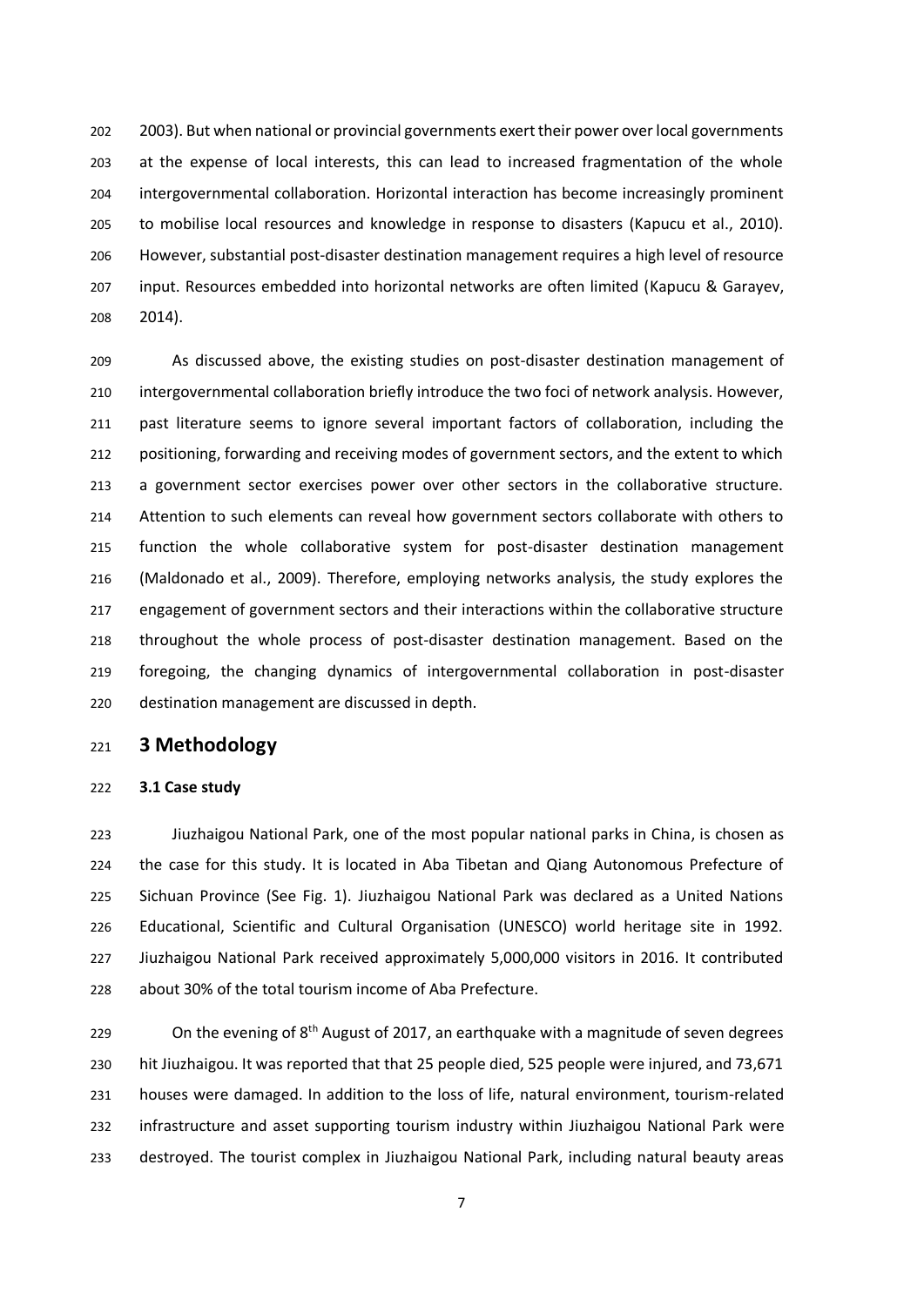2003). But when national or provincial governments exert their power over local governments at the expense of local interests, this can lead to increased fragmentation of the whole intergovernmental collaboration. Horizontal interaction has become increasingly prominent to mobilise local resources and knowledge in response to disasters (Kapucu et al., 2010). However, substantial post-disaster destination management requires a high level of resource input. Resources embedded into horizontal networks are often limited (Kapucu & Garayev, 2014).

As discussed above, the existing studies on post-disaster destination management of intergovernmental collaboration briefly introduce the two foci of network analysis. However, past literature seems to ignore several important factors of collaboration, including the positioning, forwarding and receiving modes of government sectors, and the extent to which a government sector exercises power over other sectors in the collaborative structure. Attention to such elements can reveal how government sectors collaborate with others to function the whole collaborative system for post-disaster destination management (Maldonado et al., 2009). Therefore, employing networks analysis, the study explores the engagement of government sectors and their interactions within the collaborative structure throughout the whole process of post-disaster destination management. Based on the foregoing, the changing dynamics of intergovernmental collaboration in post-disaster destination management are discussed in depth.

## 3 Methodology

### 3.1 Case study

Jiuzhaigou National Park, one of the most popular national parks in China, is chosen as the case for this study. It is located in Aba Tibetan and Qiang Autonomous Prefecture of Sichuan Province (See Fig. 1). Jiuzhaigou National Park was declared as a United Nations Educational, Scientific and Cultural Organisation (UNESCO) world heritage site in 1992. Jiuzhaigou National Park received approximately 5,000,000 visitors in 2016. It contributed about 30% of the total tourism income of Aba Prefecture.

On the evening of 8th August of 2017, an earthquake with a magnitude of seven degrees hit Jiuzhaigou. It was reported that that 25 people died, 525 people were injured, and 73,671 houses were damaged. In addition to the loss of life, natural environment, tourism-related infrastructure and asset supporting tourism industry within Jiuzhaigou National Park were destroyed. The tourist complex in Jiuzhaigou National Park, including natural beauty areas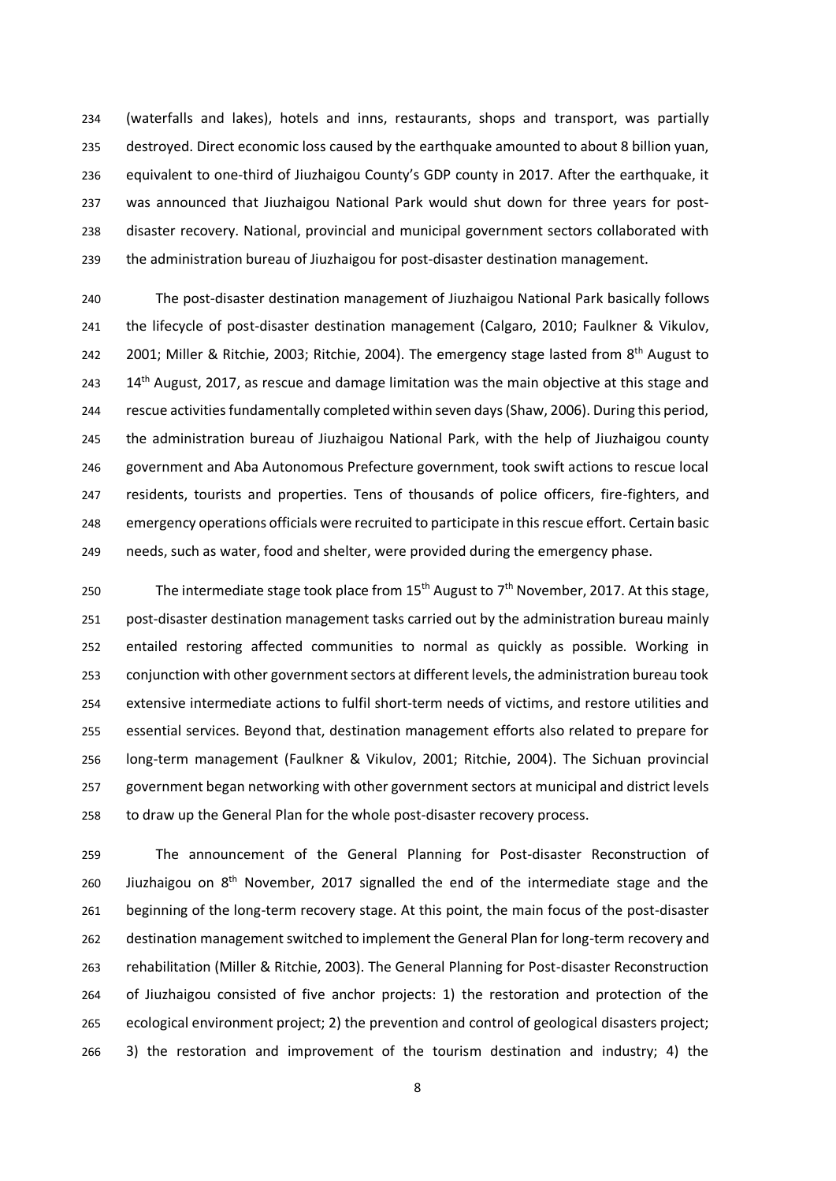(waterfalls and lakes), hotels and inns, restaurants, shops and transport, was partially destroyed. Direct economic loss caused by the earthquake amounted to about 8 billion yuan, equivalent to one-third of Jiuzhaigou County's GDP county in 2017. After the earthquake, it was announced that Jiuzhaigou National Park would shut down for three years for post-disaster recovery. National, provincial and municipal government sectors collaborated with the administration bureau of Jiuzhaigou for post-disaster destination management.

The post-disaster destination management of Jiuzhaigou National Park basically follows the lifecycle of post-disaster destination management (Calgaro, 2010; Faulkner & Vikulov, 2001; Miller & Ritchie, 2003; Ritchie, 2004). The emergency stage lasted from 8th August to 14th August, 2017, as rescue and damage limitation was the main objective at this stage and rescue activities fundamentally completed within seven days (Shaw, 2006). During this period, the administration bureau of Jiuzhaigou National Park, with the help of Jiuzhaigou county government and Aba Autonomous Prefecture government, took swift actions to rescue local residents, tourists and properties. Tens of thousands of police officers, fire-fighters, and emergency operations officials were recruited to participate in this rescue effort. Certain basic needs, such as water, food and shelter, were provided during the emergency phase.

The intermediate stage took place from 15th August to 7th November, 2017. At this stage, post-disaster destination management tasks carried out by the administration bureau mainly entailed restoring affected communities to normal as quickly as possible. Working in conjunction with other government sectors at different levels, the administration bureau took extensive intermediate actions to fulfil short-term needs of victims, and restore utilities and essential services. Beyond that, destination management efforts also related to prepare for long-term management (Faulkner & Vikulov, 2001; Ritchie, 2004). The Sichuan provincial government began networking with other government sectors at municipal and district levels to draw up the General Plan for the whole post-disaster recovery process.

The announcement of the General Planning for Post-disaster Reconstruction of Jiuzhaigou on 8th November, 2017 signalled the end of the intermediate stage and the beginning of the long-term recovery stage. At this point, the main focus of the post-disaster destination management switched to implement the General Plan for long-term recovery and rehabilitation (Miller & Ritchie, 2003). The General Planning for Post-disaster Reconstruction of Jiuzhaigou consisted of five anchor projects: 1) the restoration and protection of the ecological environment project; 2) the prevention and control of geological disasters project; 3) the restoration and improvement of the tourism destination and industry; 4) the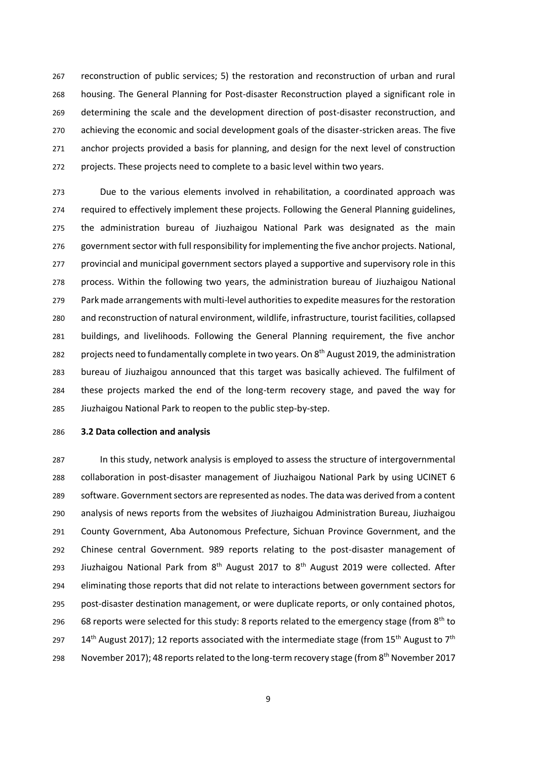reconstruction of public services; 5) the restoration and reconstruction of urban and rural housing. The General Planning for Post-disaster Reconstruction played a significant role in determining the scale and the development direction of post-disaster reconstruction, and achieving the economic and social development goals of the disaster-stricken areas. The five anchor projects provided a basis for planning, and design for the next level of construction projects. These projects need to complete to a basic level within two years.

Due to the various elements involved in rehabilitation, a coordinated approach was required to effectively implement these projects. Following the General Planning guidelines, the administration bureau of Jiuzhaigou National Park was designated as the main government sector with full responsibility for implementing the five anchor projects. National, provincial and municipal government sectors played a supportive and supervisory role in this process. Within the following two years, the administration bureau of Jiuzhaigou National Park made arrangements with multi-level authorities to expedite measures for the restoration and reconstruction of natural environment, wildlife, infrastructure, tourist facilities, collapsed buildings, and livelihoods. Following the General Planning requirement, the five anchor projects need to fundamentally complete in two years. On 8th August 2019, the administration bureau of Jiuzhaigou announced that this target was basically achieved. The fulfilment of these projects marked the end of the long-term recovery stage, and paved the way for Jiuzhaigou National Park to reopen to the public step-by-step.

### 3.2 Data collection and analysis

In this study, network analysis is employed to assess the structure of intergovernmental collaboration in post-disaster management of Jiuzhaigou National Park by using UCINET 6 software. Government sectors are represented as nodes. The data was derived from a content analysis of news reports from the websites of Jiuzhaigou Administration Bureau, Jiuzhaigou County Government, Aba Autonomous Prefecture, Sichuan Province Government, and the Chinese central Government. 989 reports relating to the post-disaster management of Jiuzhaigou National Park from 8th August 2017 to 8th August 2019 were collected. After eliminating those reports that did not relate to interactions between government sectors for post-disaster destination management, or were duplicate reports, or only contained photos, 68 reports were selected for this study: 8 reports related to the emergency stage (from 8th to 14th August 2017); 12 reports associated with the intermediate stage (from 15th August to 7th November 2017); 48 reports related to the long-term recovery stage (from 8th November 2017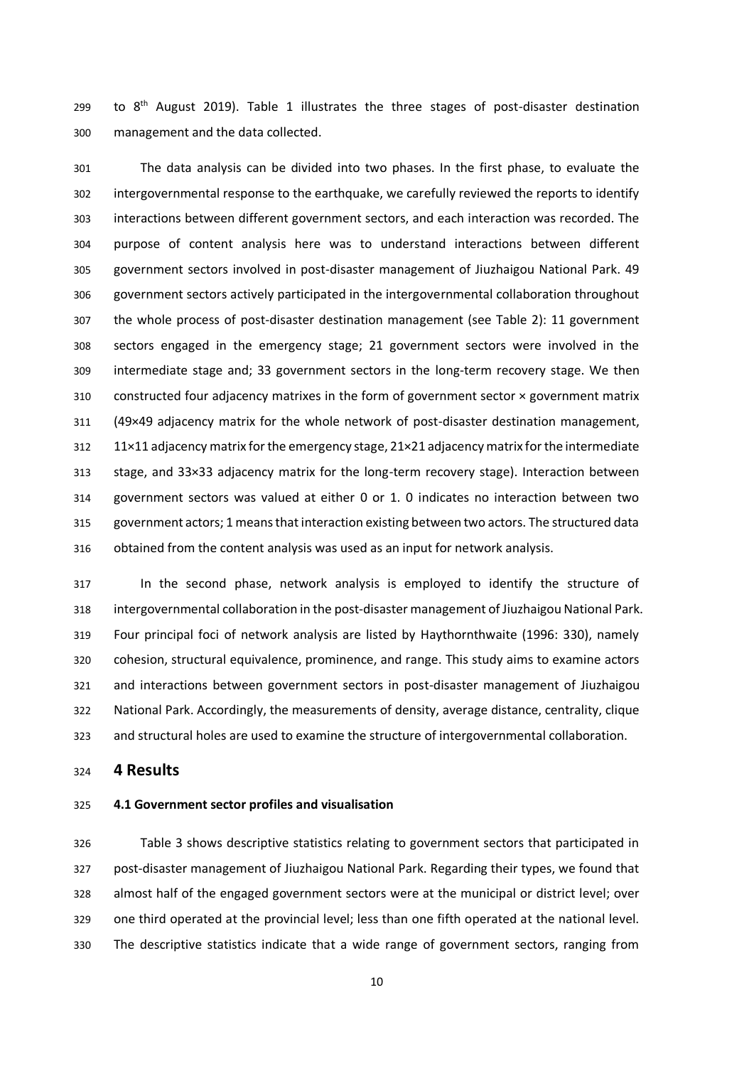to 8th August 2019). Table 1 illustrates the three stages of post-disaster destination management and the data collected.

The data analysis can be divided into two phases. In the first phase, to evaluate the intergovernmental response to the earthquake, we carefully reviewed the reports to identify interactions between different government sectors, and each interaction was recorded. The purpose of content analysis here was to understand interactions between different government sectors involved in post-disaster management of Jiuzhaigou National Park. 49 government sectors actively participated in the intergovernmental collaboration throughout the whole process of post-disaster destination management (see Table 2): 11 government sectors engaged in the emergency stage; 21 government sectors were involved in the intermediate stage and; 33 government sectors in the long-term recovery stage. We then constructed four adjacency matrixes in the form of government sector × government matrix (49×49 adjacency matrix for the whole network of post-disaster destination management, 11×11 adjacency matrix for the emergency stage, 21×21 adjacency matrix for the intermediate stage, and 33×33 adjacency matrix for the long-term recovery stage). Interaction between government sectors was valued at either 0 or 1. 0 indicates no interaction between two government actors; 1 means that interaction existing between two actors. The structured data obtained from the content analysis was used as an input for network analysis.

In the second phase, network analysis is employed to identify the structure of intergovernmental collaboration in the post-disaster management of Jiuzhaigou National Park. Four principal foci of network analysis are listed by Haythornthwaite (1996: 330), namely cohesion, structural equivalence, prominence, and range. This study aims to examine actors and interactions between government sectors in post-disaster management of Jiuzhaigou National Park. Accordingly, the measurements of density, average distance, centrality, clique and structural holes are used to examine the structure of intergovernmental collaboration.

## 4 Results

### 4.1 Government sector profiles and visualisation

Table 3 shows descriptive statistics relating to government sectors that participated in post-disaster management of Jiuzhaigou National Park. Regarding their types, we found that almost half of the engaged government sectors were at the municipal or district level; over one third operated at the provincial level; less than one fifth operated at the national level. The descriptive statistics indicate that a wide range of government sectors, ranging from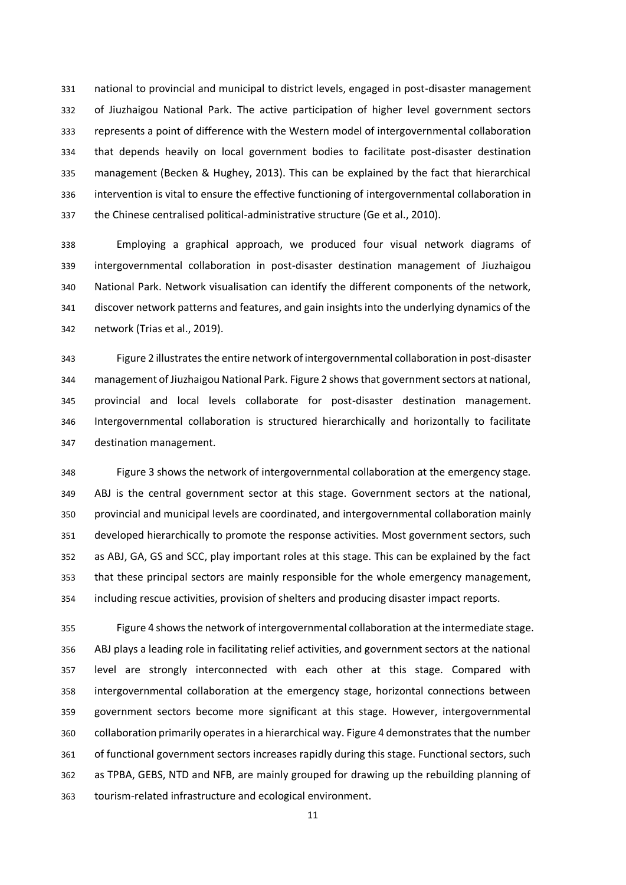national to provincial and municipal to district levels, engaged in post-disaster management of Jiuzhaigou National Park. The active participation of higher level government sectors represents a point of difference with the Western model of intergovernmental collaboration that depends heavily on local government bodies to facilitate post-disaster destination management (Becken & Hughey, 2013). This can be explained by the fact that hierarchical intervention is vital to ensure the effective functioning of intergovernmental collaboration in the Chinese centralised political-administrative structure (Ge et al., 2010).

Employing a graphical approach, we produced four visual network diagrams of intergovernmental collaboration in post-disaster destination management of Jiuzhaigou National Park. Network visualisation can identify the different components of the network, discover network patterns and features, and gain insights into the underlying dynamics of the network (Trias et al., 2019).

Figure 2 illustrates the entire network of intergovernmental collaboration in post-disaster management of Jiuzhaigou National Park. Figure 2 shows that government sectors at national, provincial and local levels collaborate for post-disaster destination management. Intergovernmental collaboration is structured hierarchically and horizontally to facilitate destination management.

Figure 3 shows the network of intergovernmental collaboration at the emergency stage. ABJ is the central government sector at this stage. Government sectors at the national, provincial and municipal levels are coordinated, and intergovernmental collaboration mainly developed hierarchically to promote the response activities. Most government sectors, such as ABJ, GA, GS and SCC, play important roles at this stage. This can be explained by the fact that these principal sectors are mainly responsible for the whole emergency management, including rescue activities, provision of shelters and producing disaster impact reports.

Figure 4 shows the network of intergovernmental collaboration at the intermediate stage. ABJ plays a leading role in facilitating relief activities, and government sectors at the national level are strongly interconnected with each other at this stage. Compared with intergovernmental collaboration at the emergency stage, horizontal connections between government sectors become more significant at this stage. However, intergovernmental collaboration primarily operates in a hierarchical way. Figure 4 demonstrates that the number of functional government sectors increases rapidly during this stage. Functional sectors, such as TPBA, GEBS, NTD and NFB, are mainly grouped for drawing up the rebuilding planning of tourism-related infrastructure and ecological environment.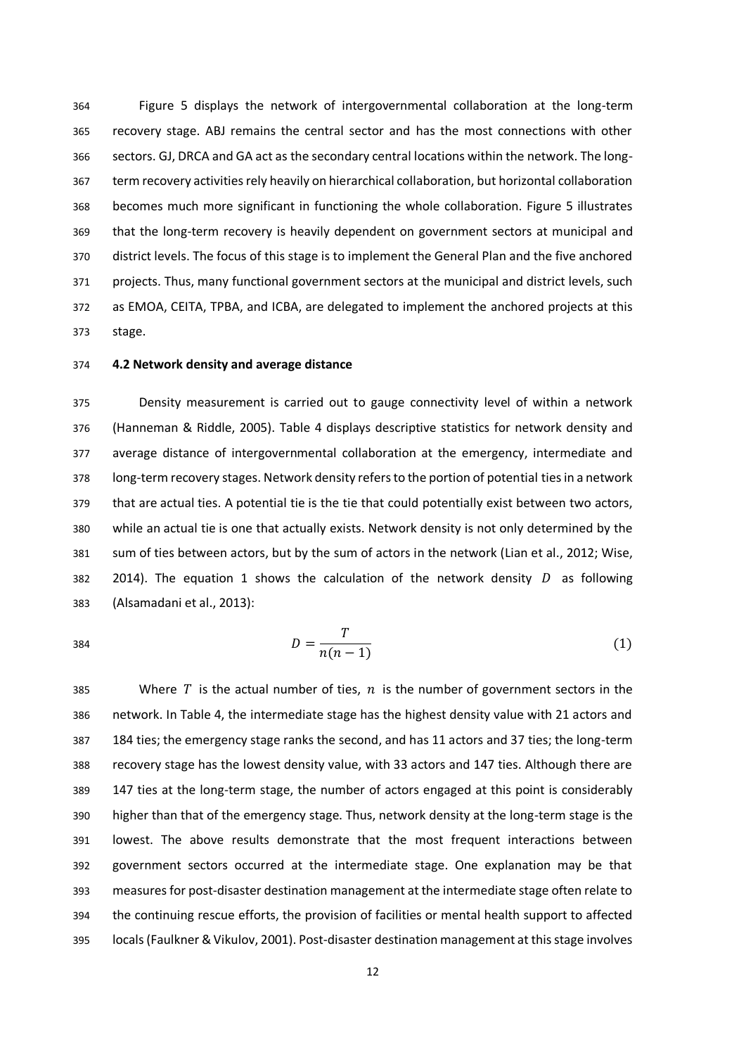Figure 5 displays the network of intergovernmental collaboration at the long-term recovery stage. ABJ remains the central sector and has the most connections with other sectors. GJ, DRCA and GA act as the secondary central locations within the network. The long-term recovery activities rely heavily on hierarchical collaboration, but horizontal collaboration becomes much more significant in functioning the whole collaboration. Figure 5 illustrates that the long-term recovery is heavily dependent on government sectors at municipal and district levels. The focus of this stage is to implement the General Plan and the five anchored projects. Thus, many functional government sectors at the municipal and district levels, such as EMOA, CEITA, TPBA, and ICBA, are delegated to implement the anchored projects at this stage.

### 4.2 Network density and average distance

Density measurement is carried out to gauge connectivity level of within a network (Hanneman & Riddle, 2005). Table 4 displays descriptive statistics for network density and average distance of intergovernmental collaboration at the emergency, intermediate and long-term recovery stages. Network density refers to the portion of potential ties in a network that are actual ties. A potential tie is the tie that could potentially exist between two actors, while an actual tie is one that actually exists. Network density is not only determined by the sum of ties between actors, but by the sum of actors in the network (Lian et al., 2012; Wise, 2014). The equation 1 shows the calculation of the network density $D$ as following (Alsamadani et al., 2013):

$$D = \frac{T}{n(n-1)} \tag{1}$$

Where $T$ is the actual number of ties, $n$ is the number of government sectors in the network. In Table 4, the intermediate stage has the highest density value with 21 actors and 184 ties; the emergency stage ranks the second, and has 11 actors and 37 ties; the long-term recovery stage has the lowest density value, with 33 actors and 147 ties. Although there are 147 ties at the long-term stage, the number of actors engaged at this point is considerably higher than that of the emergency stage. Thus, network density at the long-term stage is the lowest. The above results demonstrate that the most frequent interactions between government sectors occurred at the intermediate stage. One explanation may be that measures for post-disaster destination management at the intermediate stage often relate to the continuing rescue efforts, the provision of facilities or mental health support to affected locals (Faulkner & Vikulov, 2001). Post-disaster destination management at this stage involves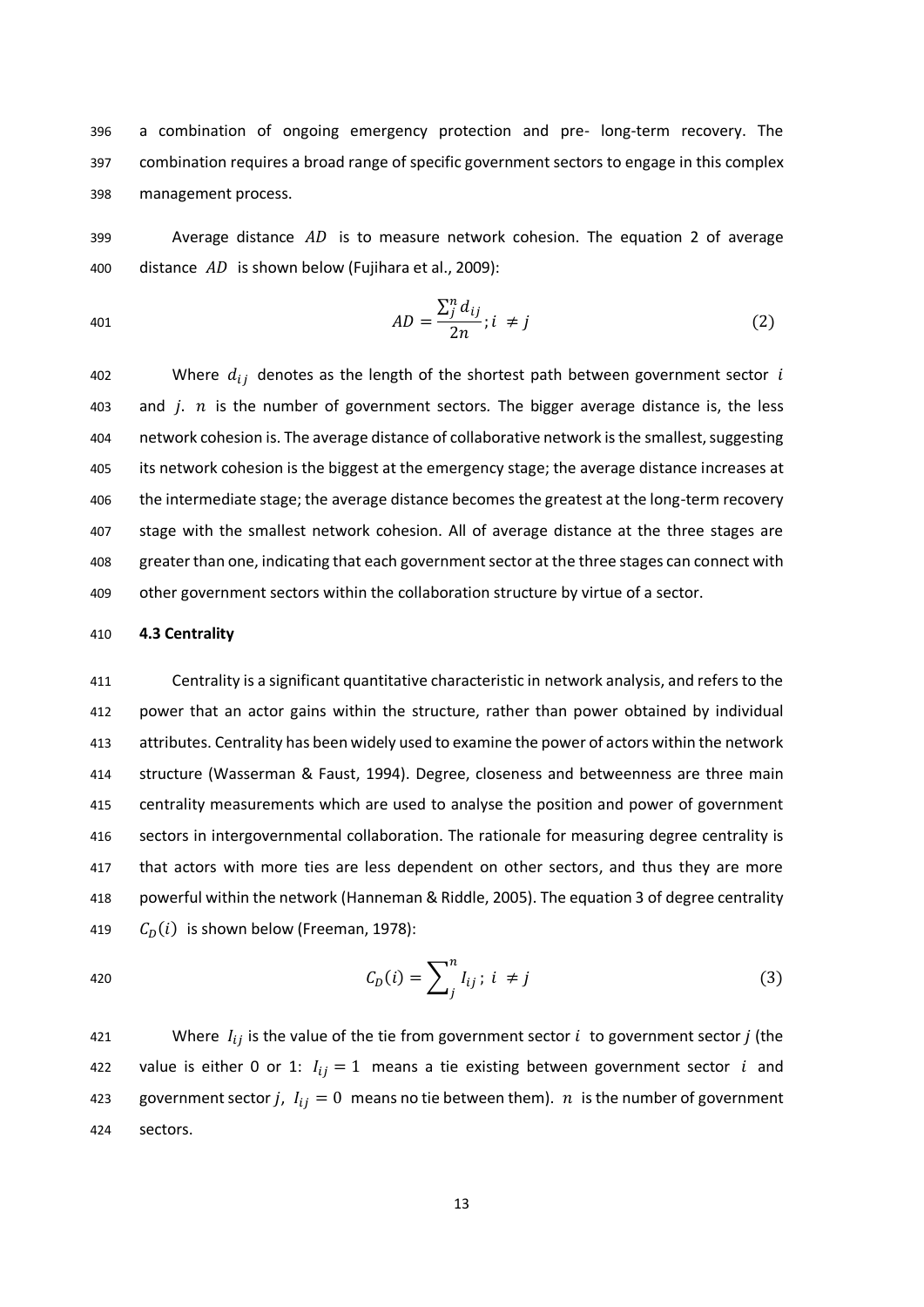a combination of ongoing emergency protection and pre- long-term recovery. The combination requires a broad range of specific government sectors to engage in this complex management process.

Average distance $AD$ is to measure network cohesion. The equation 2 of average distance $AD$ is shown below (Fujihara et al., 2009):

$$AD = \frac{\sum_j^n d_{ij}}{2n}; i \neq j \tag{2}$$

Where $d_{ij}$ denotes as the length of the shortest path between government sector $i$ and $j$. $n$ is the number of government sectors. The bigger average distance is, the less network cohesion is. The average distance of collaborative network is the smallest, suggesting its network cohesion is the biggest at the emergency stage; the average distance increases at the intermediate stage; the average distance becomes the greatest at the long-term recovery stage with the smallest network cohesion. All of average distance at the three stages are greater than one, indicating that each government sector at the three stages can connect with other government sectors within the collaboration structure by virtue of a sector.

**4.3 Centrality**

Centrality is a significant quantitative characteristic in network analysis, and refers to the power that an actor gains within the structure, rather than power obtained by individual attributes. Centrality has been widely used to examine the power of actors within the network structure (Wasserman & Faust, 1994). Degree, closeness and betweenness are three main centrality measurements which are used to analyse the position and power of government sectors in intergovernmental collaboration. The rationale for measuring degree centrality is that actors with more ties are less dependent on other sectors, and thus they are more powerful within the network (Hanneman & Riddle, 2005). The equation 3 of degree centrality $C_D(i)$ is shown below (Freeman, 1978):

$$C_D(i) = \sum_j^n I_{ij}; \ i \neq j \tag{3}$$

Where $I_{ij}$ is the value of the tie from government sector $i$ to government sector $j$ (the value is either 0 or 1: $I_{ij} = 1$ means a tie existing between government sector $i$ and government sector $j$, $I_{ij} = 0$ means no tie between them). $n$ is the number of government sectors.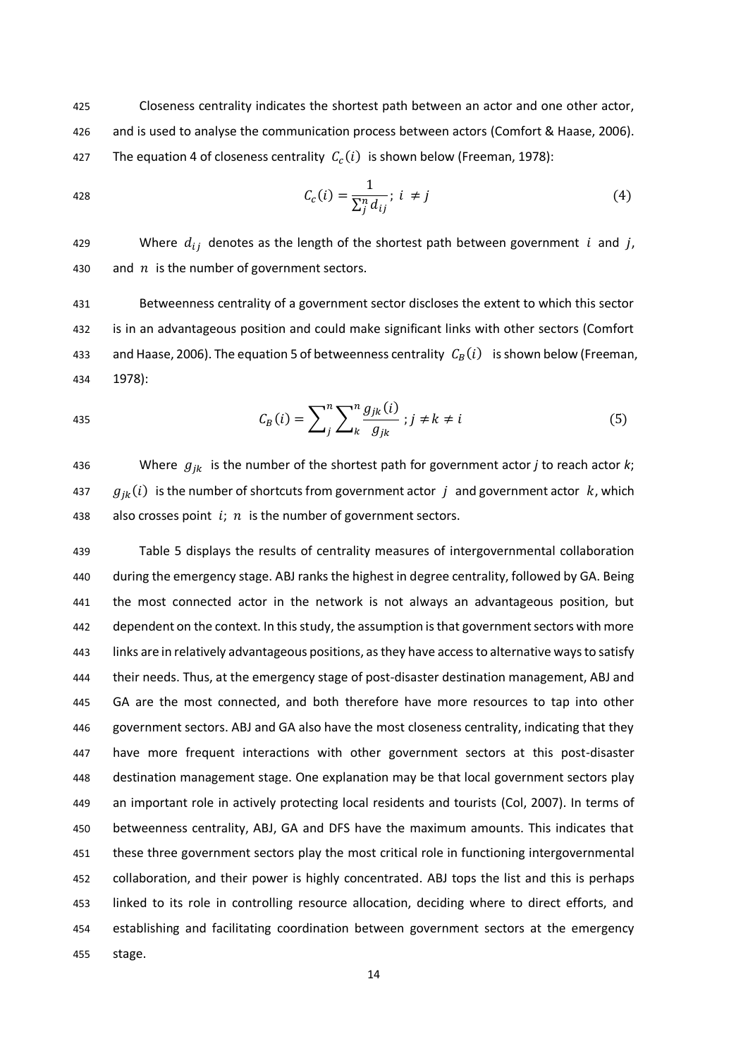Closeness centrality indicates the shortest path between an actor and one other actor, and is used to analyse the communication process between actors (Comfort & Haase, 2006). The equation 4 of closeness centrality $C_c(i)$ is shown below (Freeman, 1978):

$$C_c(i) = \frac{1}{\sum_j^n d_{ij}};\ i \neq j \tag{4}$$

Where $d_{ij}$ denotes as the length of the shortest path between government $i$ and $j$, and $n$ is the number of government sectors.

Betweenness centrality of a government sector discloses the extent to which this sector is in an advantageous position and could make significant links with other sectors (Comfort and Haase, 2006). The equation 5 of betweenness centrality $C_B(i)$ is shown below (Freeman, 1978):

$$C_B(i) = \sum_j^n \sum_k^n \frac{g_{jk}(i)}{g_{jk}}\ ; j \neq k \neq i \tag{5}$$

Where $g_{jk}$ is the number of the shortest path for government actor *j* to reach actor *k*; $g_{jk}(i)$ is the number of shortcuts from government actor $j$ and government actor $k$, which also crosses point $i$; $n$ is the number of government sectors.

Table 5 displays the results of centrality measures of intergovernmental collaboration during the emergency stage. ABJ ranks the highest in degree centrality, followed by GA. Being the most connected actor in the network is not always an advantageous position, but dependent on the context. In this study, the assumption is that government sectors with more links are in relatively advantageous positions, as they have access to alternative ways to satisfy their needs. Thus, at the emergency stage of post-disaster destination management, ABJ and GA are the most connected, and both therefore have more resources to tap into other government sectors. ABJ and GA also have the most closeness centrality, indicating that they have more frequent interactions with other government sectors at this post-disaster destination management stage. One explanation may be that local government sectors play an important role in actively protecting local residents and tourists (Col, 2007). In terms of betweenness centrality, ABJ, GA and DFS have the maximum amounts. This indicates that these three government sectors play the most critical role in functioning intergovernmental collaboration, and their power is highly concentrated. ABJ tops the list and this is perhaps linked to its role in controlling resource allocation, deciding where to direct efforts, and establishing and facilitating coordination between government sectors at the emergency stage.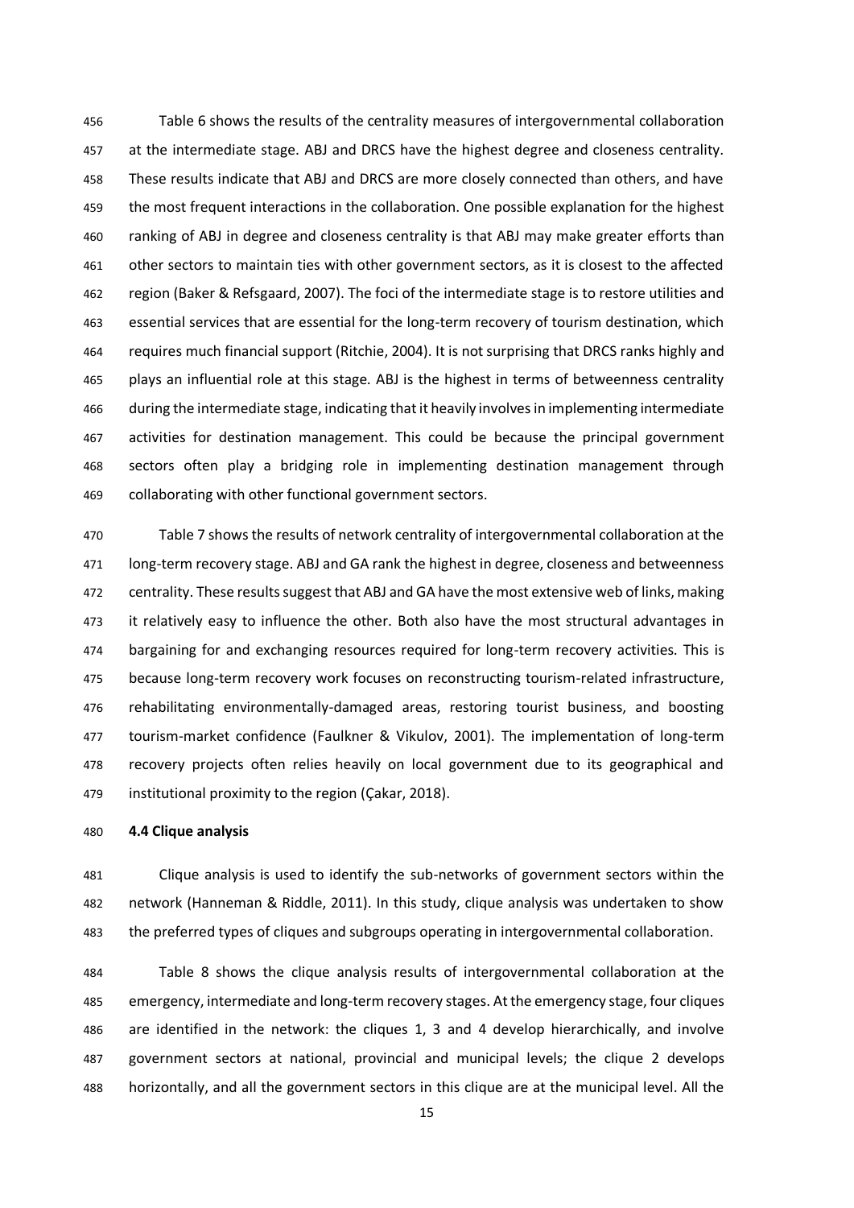Table 6 shows the results of the centrality measures of intergovernmental collaboration at the intermediate stage. ABJ and DRCS have the highest degree and closeness centrality. These results indicate that ABJ and DRCS are more closely connected than others, and have the most frequent interactions in the collaboration. One possible explanation for the highest ranking of ABJ in degree and closeness centrality is that ABJ may make greater efforts than other sectors to maintain ties with other government sectors, as it is closest to the affected region (Baker & Refsgaard, 2007). The foci of the intermediate stage is to restore utilities and essential services that are essential for the long-term recovery of tourism destination, which requires much financial support (Ritchie, 2004). It is not surprising that DRCS ranks highly and plays an influential role at this stage. ABJ is the highest in terms of betweenness centrality during the intermediate stage, indicating that it heavily involves in implementing intermediate activities for destination management. This could be because the principal government sectors often play a bridging role in implementing destination management through collaborating with other functional government sectors.

Table 7 shows the results of network centrality of intergovernmental collaboration at the long-term recovery stage. ABJ and GA rank the highest in degree, closeness and betweenness centrality. These results suggest that ABJ and GA have the most extensive web of links, making it relatively easy to influence the other. Both also have the most structural advantages in bargaining for and exchanging resources required for long-term recovery activities. This is because long-term recovery work focuses on reconstructing tourism-related infrastructure, rehabilitating environmentally-damaged areas, restoring tourist business, and boosting tourism-market confidence (Faulkner & Vikulov, 2001). The implementation of long-term recovery projects often relies heavily on local government due to its geographical and institutional proximity to the region (Çakar, 2018).

**4.4 Clique analysis**

Clique analysis is used to identify the sub-networks of government sectors within the network (Hanneman & Riddle, 2011). In this study, clique analysis was undertaken to show the preferred types of cliques and subgroups operating in intergovernmental collaboration.

Table 8 shows the clique analysis results of intergovernmental collaboration at the emergency, intermediate and long-term recovery stages. At the emergency stage, four cliques are identified in the network: the cliques 1, 3 and 4 develop hierarchically, and involve government sectors at national, provincial and municipal levels; the clique 2 develops horizontally, and all the government sectors in this clique are at the municipal level. All the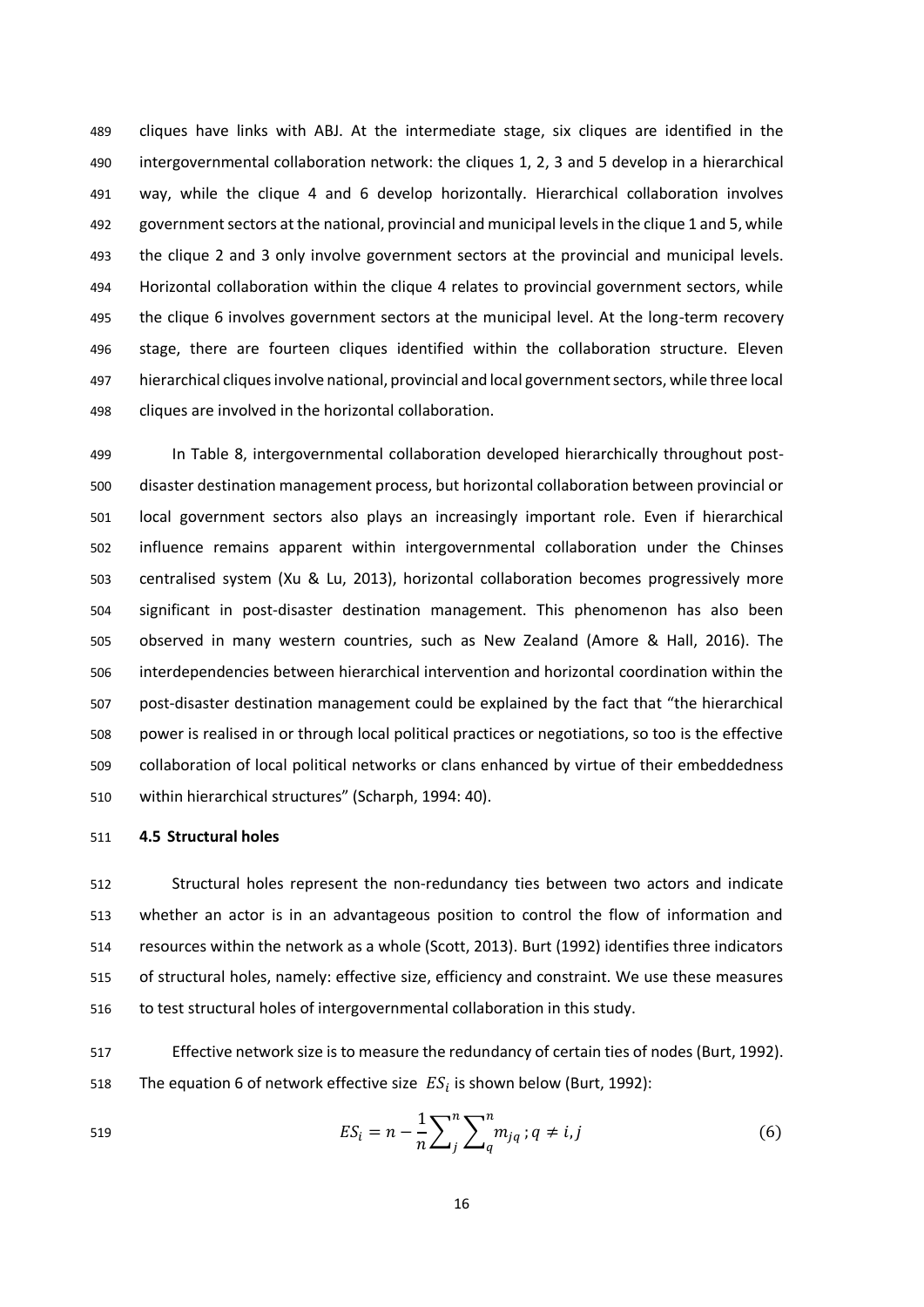cliques have links with ABJ. At the intermediate stage, six cliques are identified in the intergovernmental collaboration network: the cliques 1, 2, 3 and 5 develop in a hierarchical way, while the clique 4 and 6 develop horizontally. Hierarchical collaboration involves government sectors at the national, provincial and municipal levels in the clique 1 and 5, while the clique 2 and 3 only involve government sectors at the provincial and municipal levels. Horizontal collaboration within the clique 4 relates to provincial government sectors, while the clique 6 involves government sectors at the municipal level. At the long-term recovery stage, there are fourteen cliques identified within the collaboration structure. Eleven hierarchical cliques involve national, provincial and local government sectors, while three local cliques are involved in the horizontal collaboration.

In Table 8, intergovernmental collaboration developed hierarchically throughout post-disaster destination management process, but horizontal collaboration between provincial or local government sectors also plays an increasingly important role. Even if hierarchical influence remains apparent within intergovernmental collaboration under the Chinses centralised system (Xu & Lu, 2013), horizontal collaboration becomes progressively more significant in post-disaster destination management. This phenomenon has also been observed in many western countries, such as New Zealand (Amore & Hall, 2016). The interdependencies between hierarchical intervention and horizontal coordination within the post-disaster destination management could be explained by the fact that "the hierarchical power is realised in or through local political practices or negotiations, so too is the effective collaboration of local political networks or clans enhanced by virtue of their embeddedness within hierarchical structures" (Scharph, 1994: 40).

### 4.5 Structural holes

Structural holes represent the non-redundancy ties between two actors and indicate whether an actor is in an advantageous position to control the flow of information and resources within the network as a whole (Scott, 2013). Burt (1992) identifies three indicators of structural holes, namely: effective size, efficiency and constraint. We use these measures to test structural holes of intergovernmental collaboration in this study.

Effective network size is to measure the redundancy of certain ties of nodes (Burt, 1992). The equation 6 of network effective size $ES_i$ is shown below (Burt, 1992):

$$ES_i = n - \frac{1}{n}\sum\nolimits_{j}^{n}\sum\nolimits_{q}^{n} m_{jq}\,; q \neq i, j \tag{6}$$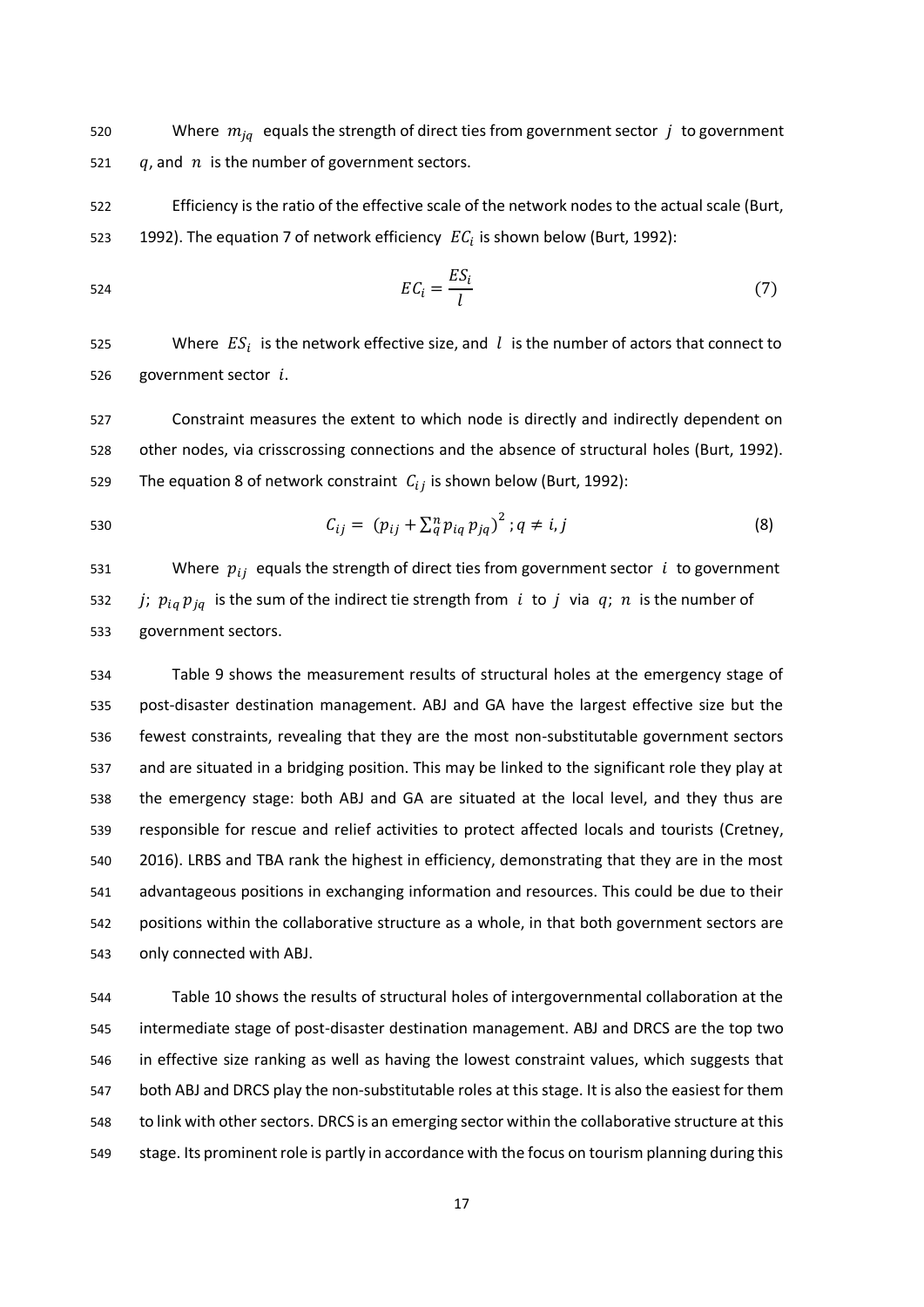Where $m_{jq}$ equals the strength of direct ties from government sector $j$ to government $q$, and $n$ is the number of government sectors.

Efficiency is the ratio of the effective scale of the network nodes to the actual scale (Burt, 1992). The equation 7 of network efficiency $EC_i$ is shown below (Burt, 1992):

$$EC_i = \frac{ES_i}{l} \tag{7}$$

Where $ES_i$ is the network effective size, and $l$ is the number of actors that connect to government sector $i$.

Constraint measures the extent to which node is directly and indirectly dependent on other nodes, via crisscrossing connections and the absence of structural holes (Burt, 1992). The equation 8 of network constraint $C_{ij}$ is shown below (Burt, 1992):

$$C_{ij} = \left(p_{ij} + \sum_q^n p_{iq}\, p_{jq}\right)^2 ; q \neq i, j \tag{8}$$

Where $p_{ij}$ equals the strength of direct ties from government sector $i$ to government $j$; $p_{iq}\, p_{jq}$ is the sum of the indirect tie strength from $i$ to $j$ via $q$; $n$ is the number of government sectors.

Table 9 shows the measurement results of structural holes at the emergency stage of post-disaster destination management. ABJ and GA have the largest effective size but the fewest constraints, revealing that they are the most non-substitutable government sectors and are situated in a bridging position. This may be linked to the significant role they play at the emergency stage: both ABJ and GA are situated at the local level, and they thus are responsible for rescue and relief activities to protect affected locals and tourists (Cretney, 2016). LRBS and TBA rank the highest in efficiency, demonstrating that they are in the most advantageous positions in exchanging information and resources. This could be due to their positions within the collaborative structure as a whole, in that both government sectors are only connected with ABJ.

Table 10 shows the results of structural holes of intergovernmental collaboration at the intermediate stage of post-disaster destination management. ABJ and DRCS are the top two in effective size ranking as well as having the lowest constraint values, which suggests that both ABJ and DRCS play the non-substitutable roles at this stage. It is also the easiest for them to link with other sectors. DRCS is an emerging sector within the collaborative structure at this stage. Its prominent role is partly in accordance with the focus on tourism planning during this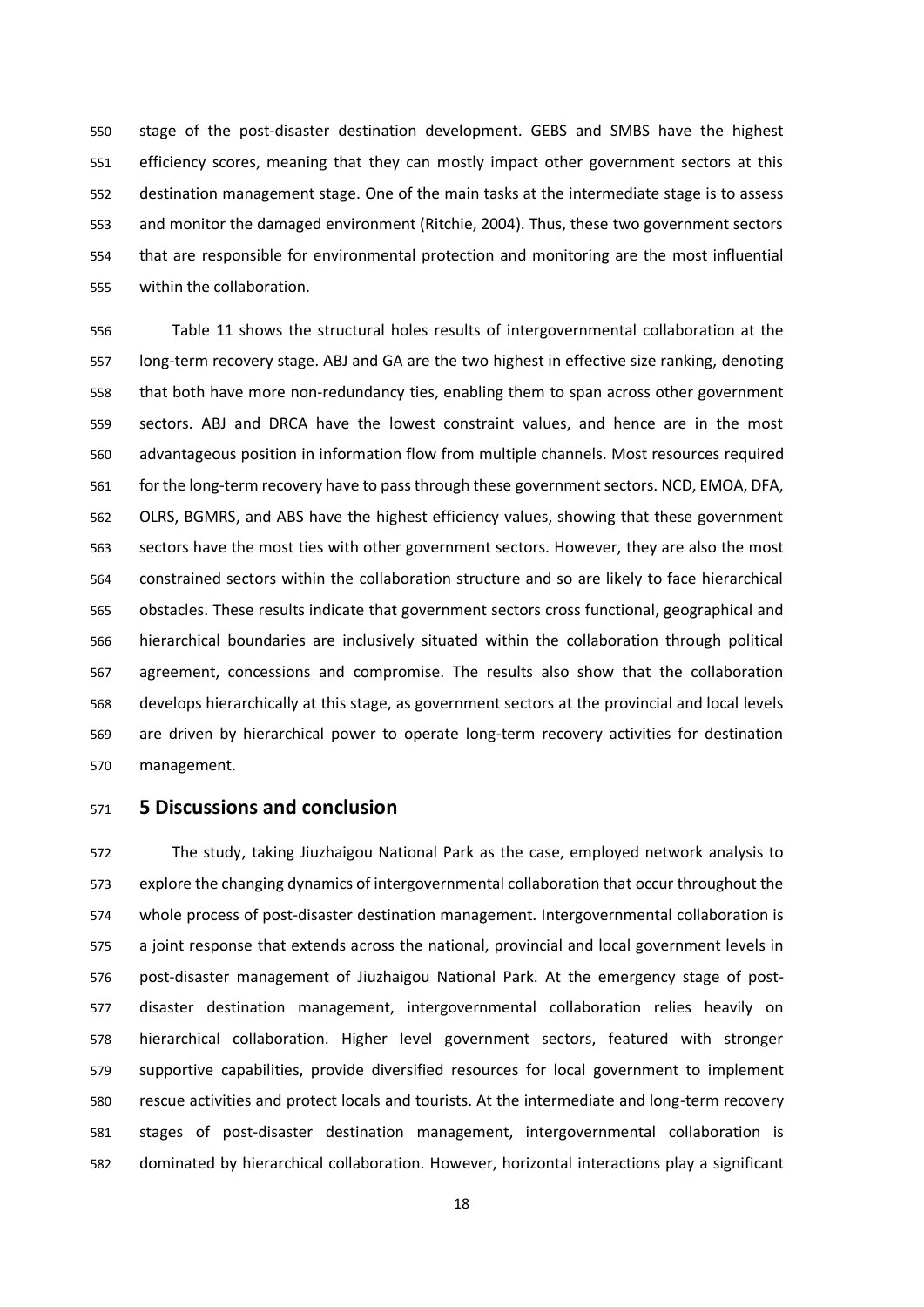stage of the post-disaster destination development. GEBS and SMBS have the highest efficiency scores, meaning that they can mostly impact other government sectors at this destination management stage. One of the main tasks at the intermediate stage is to assess and monitor the damaged environment (Ritchie, 2004). Thus, these two government sectors that are responsible for environmental protection and monitoring are the most influential within the collaboration.

Table 11 shows the structural holes results of intergovernmental collaboration at the long-term recovery stage. ABJ and GA are the two highest in effective size ranking, denoting that both have more non-redundancy ties, enabling them to span across other government sectors. ABJ and DRCA have the lowest constraint values, and hence are in the most advantageous position in information flow from multiple channels. Most resources required for the long-term recovery have to pass through these government sectors. NCD, EMOA, DFA, OLRS, BGMRS, and ABS have the highest efficiency values, showing that these government sectors have the most ties with other government sectors. However, they are also the most constrained sectors within the collaboration structure and so are likely to face hierarchical obstacles. These results indicate that government sectors cross functional, geographical and hierarchical boundaries are inclusively situated within the collaboration through political agreement, concessions and compromise. The results also show that the collaboration develops hierarchically at this stage, as government sectors at the provincial and local levels are driven by hierarchical power to operate long-term recovery activities for destination management.

## 5 Discussions and conclusion

The study, taking Jiuzhaigou National Park as the case, employed network analysis to explore the changing dynamics of intergovernmental collaboration that occur throughout the whole process of post-disaster destination management. Intergovernmental collaboration is a joint response that extends across the national, provincial and local government levels in post-disaster management of Jiuzhaigou National Park. At the emergency stage of post-disaster destination management, intergovernmental collaboration relies heavily on hierarchical collaboration. Higher level government sectors, featured with stronger supportive capabilities, provide diversified resources for local government to implement rescue activities and protect locals and tourists. At the intermediate and long-term recovery stages of post-disaster destination management, intergovernmental collaboration is dominated by hierarchical collaboration. However, horizontal interactions play a significant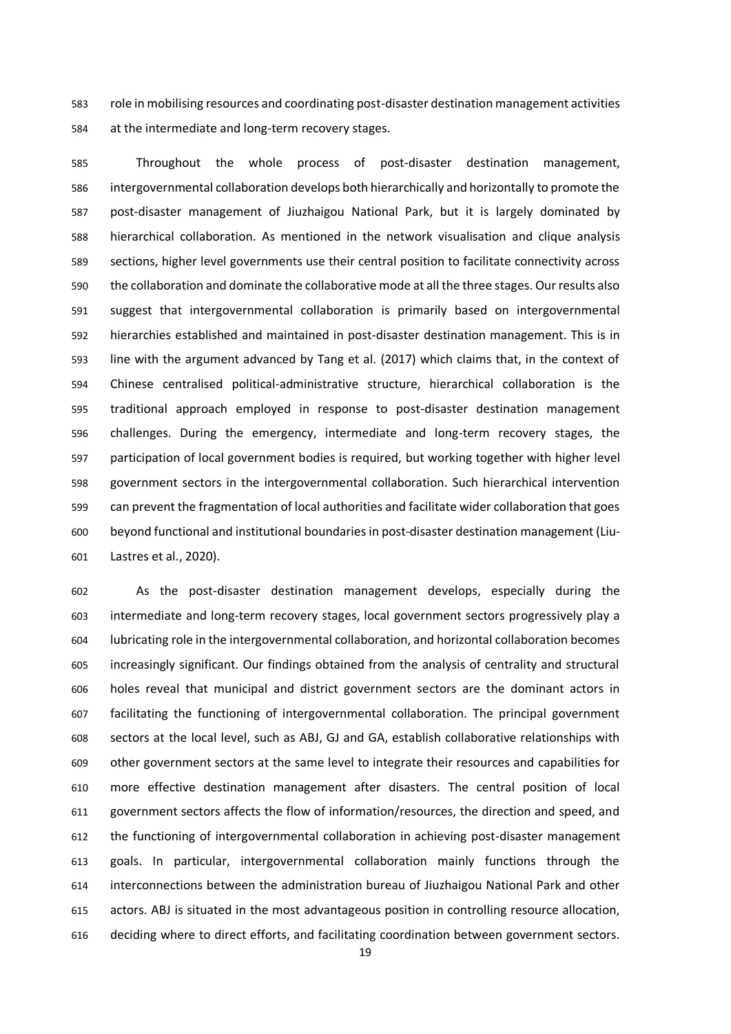role in mobilising resources and coordinating post-disaster destination management activities at the intermediate and long-term recovery stages.

Throughout the whole process of post-disaster destination management, intergovernmental collaboration develops both hierarchically and horizontally to promote the post-disaster management of Jiuzhaigou National Park, but it is largely dominated by hierarchical collaboration. As mentioned in the network visualisation and clique analysis sections, higher level governments use their central position to facilitate connectivity across the collaboration and dominate the collaborative mode at all the three stages. Our results also suggest that intergovernmental collaboration is primarily based on intergovernmental hierarchies established and maintained in post-disaster destination management. This is in line with the argument advanced by Tang et al. (2017) which claims that, in the context of Chinese centralised political-administrative structure, hierarchical collaboration is the traditional approach employed in response to post-disaster destination management challenges. During the emergency, intermediate and long-term recovery stages, the participation of local government bodies is required, but working together with higher level government sectors in the intergovernmental collaboration. Such hierarchical intervention can prevent the fragmentation of local authorities and facilitate wider collaboration that goes beyond functional and institutional boundaries in post-disaster destination management (Liu-Lastres et al., 2020).

As the post-disaster destination management develops, especially during the intermediate and long-term recovery stages, local government sectors progressively play a lubricating role in the intergovernmental collaboration, and horizontal collaboration becomes increasingly significant. Our findings obtained from the analysis of centrality and structural holes reveal that municipal and district government sectors are the dominant actors in facilitating the functioning of intergovernmental collaboration. The principal government sectors at the local level, such as ABJ, GJ and GA, establish collaborative relationships with other government sectors at the same level to integrate their resources and capabilities for more effective destination management after disasters. The central position of local government sectors affects the flow of information/resources, the direction and speed, and the functioning of intergovernmental collaboration in achieving post-disaster management goals. In particular, intergovernmental collaboration mainly functions through the interconnections between the administration bureau of Jiuzhaigou National Park and other actors. ABJ is situated in the most advantageous position in controlling resource allocation, deciding where to direct efforts, and facilitating coordination between government sectors.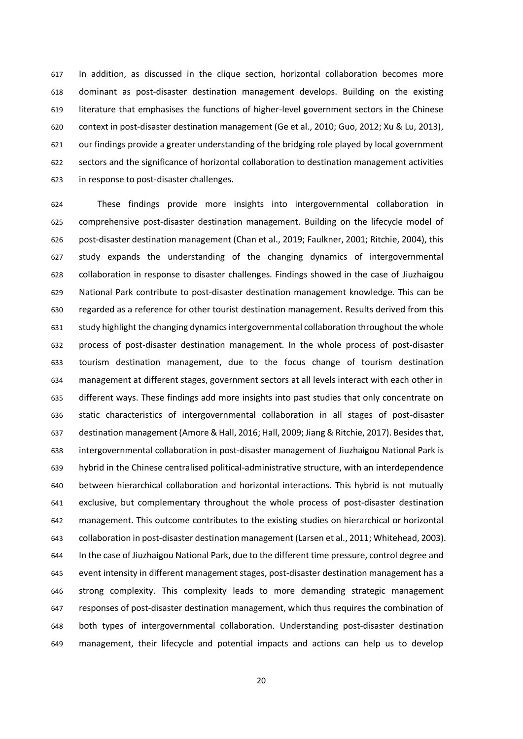In addition, as discussed in the clique section, horizontal collaboration becomes more dominant as post-disaster destination management develops. Building on the existing literature that emphasises the functions of higher-level government sectors in the Chinese context in post-disaster destination management (Ge et al., 2010; Guo, 2012; Xu & Lu, 2013), our findings provide a greater understanding of the bridging role played by local government sectors and the significance of horizontal collaboration to destination management activities in response to post-disaster challenges.

These findings provide more insights into intergovernmental collaboration in comprehensive post-disaster destination management. Building on the lifecycle model of post-disaster destination management (Chan et al., 2019; Faulkner, 2001; Ritchie, 2004), this study expands the understanding of the changing dynamics of intergovernmental collaboration in response to disaster challenges. Findings showed in the case of Jiuzhaigou National Park contribute to post-disaster destination management knowledge. This can be regarded as a reference for other tourist destination management. Results derived from this study highlight the changing dynamics intergovernmental collaboration throughout the whole process of post-disaster destination management. In the whole process of post-disaster tourism destination management, due to the focus change of tourism destination management at different stages, government sectors at all levels interact with each other in different ways. These findings add more insights into past studies that only concentrate on static characteristics of intergovernmental collaboration in all stages of post-disaster destination management (Amore & Hall, 2016; Hall, 2009; Jiang & Ritchie, 2017). Besides that, intergovernmental collaboration in post-disaster management of Jiuzhaigou National Park is hybrid in the Chinese centralised political-administrative structure, with an interdependence between hierarchical collaboration and horizontal interactions. This hybrid is not mutually exclusive, but complementary throughout the whole process of post-disaster destination management. This outcome contributes to the existing studies on hierarchical or horizontal collaboration in post-disaster destination management (Larsen et al., 2011; Whitehead, 2003). In the case of Jiuzhaigou National Park, due to the different time pressure, control degree and event intensity in different management stages, post-disaster destination management has a strong complexity. This complexity leads to more demanding strategic management responses of post-disaster destination management, which thus requires the combination of both types of intergovernmental collaboration. Understanding post-disaster destination management, their lifecycle and potential impacts and actions can help us to develop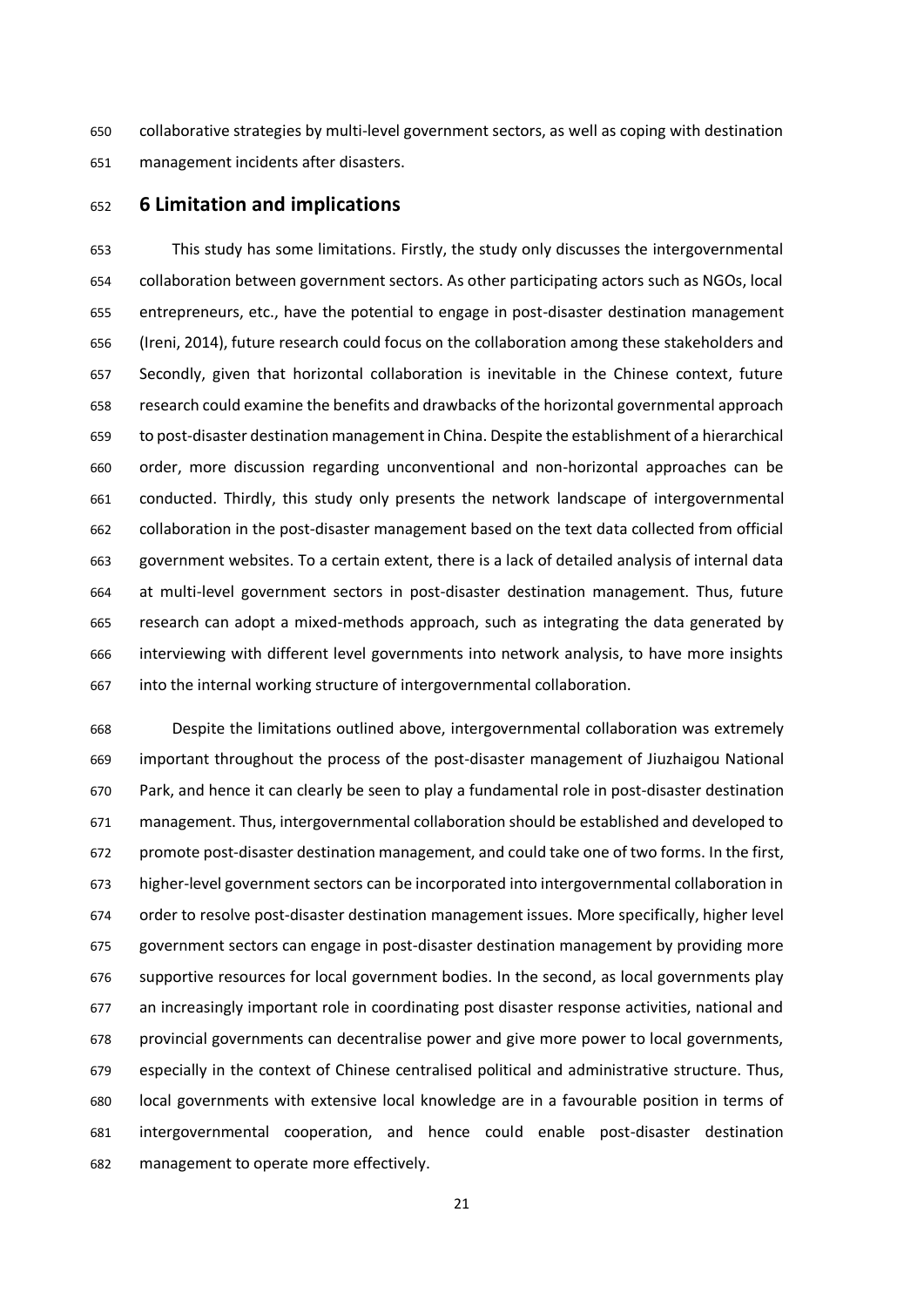collaborative strategies by multi-level government sectors, as well as coping with destination management incidents after disasters.

## 6 Limitation and implications

This study has some limitations. Firstly, the study only discusses the intergovernmental collaboration between government sectors. As other participating actors such as NGOs, local entrepreneurs, etc., have the potential to engage in post-disaster destination management (Ireni, 2014), future research could focus on the collaboration among these stakeholders and Secondly, given that horizontal collaboration is inevitable in the Chinese context, future research could examine the benefits and drawbacks of the horizontal governmental approach to post-disaster destination management in China. Despite the establishment of a hierarchical order, more discussion regarding unconventional and non-horizontal approaches can be conducted. Thirdly, this study only presents the network landscape of intergovernmental collaboration in the post-disaster management based on the text data collected from official government websites. To a certain extent, there is a lack of detailed analysis of internal data at multi-level government sectors in post-disaster destination management. Thus, future research can adopt a mixed-methods approach, such as integrating the data generated by interviewing with different level governments into network analysis, to have more insights into the internal working structure of intergovernmental collaboration.

Despite the limitations outlined above, intergovernmental collaboration was extremely important throughout the process of the post-disaster management of Jiuzhaigou National Park, and hence it can clearly be seen to play a fundamental role in post-disaster destination management. Thus, intergovernmental collaboration should be established and developed to promote post-disaster destination management, and could take one of two forms. In the first, higher-level government sectors can be incorporated into intergovernmental collaboration in order to resolve post-disaster destination management issues. More specifically, higher level government sectors can engage in post-disaster destination management by providing more supportive resources for local government bodies. In the second, as local governments play an increasingly important role in coordinating post disaster response activities, national and provincial governments can decentralise power and give more power to local governments, especially in the context of Chinese centralised political and administrative structure. Thus, local governments with extensive local knowledge are in a favourable position in terms of intergovernmental cooperation, and hence could enable post-disaster destination management to operate more effectively.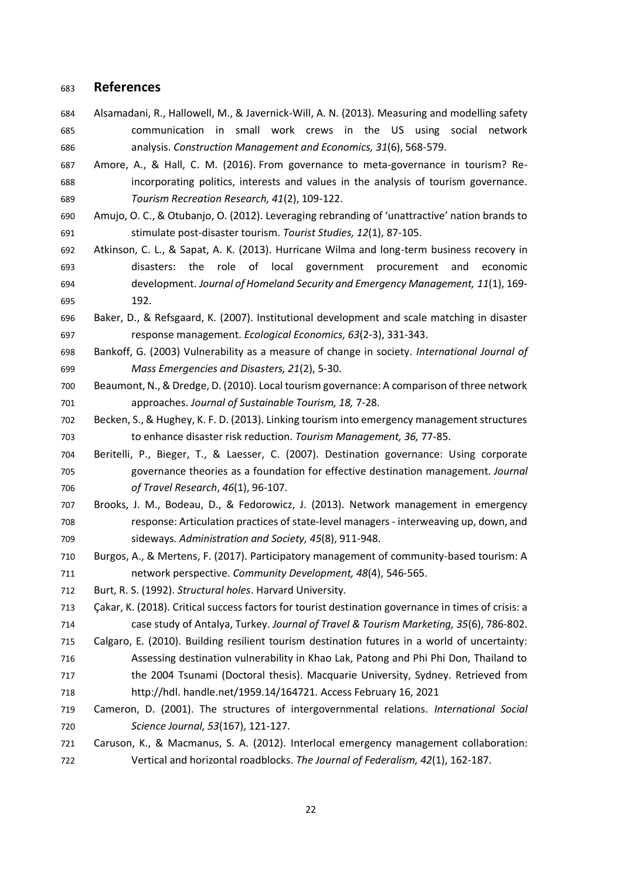## References

Alsamadani, R., Hallowell, M., & Javernick-Will, A. N. (2013). Measuring and modelling safety communication in small work crews in the US using social network analysis. *Construction Management and Economics, 31*(6), 568-579.

Amore, A., & Hall, C. M. (2016). From governance to meta-governance in tourism? Re-incorporating politics, interests and values in the analysis of tourism governance. *Tourism Recreation Research, 41*(2), 109-122.

Amujo, O. C., & Otubanjo, O. (2012). Leveraging rebranding of 'unattractive' nation brands to stimulate post-disaster tourism. *Tourist Studies, 12*(1), 87-105.

Atkinson, C. L., & Sapat, A. K. (2013). Hurricane Wilma and long-term business recovery in disasters: the role of local government procurement and economic development. *Journal of Homeland Security and Emergency Management, 11*(1), 169-192.

Baker, D., & Refsgaard, K. (2007). Institutional development and scale matching in disaster response management. *Ecological Economics, 63*(2-3), 331-343.

Bankoff, G. (2003) Vulnerability as a measure of change in society. *International Journal of Mass Emergencies and Disasters, 21*(2), 5-30.

Beaumont, N., & Dredge, D. (2010). Local tourism governance: A comparison of three network approaches. *Journal of Sustainable Tourism, 18,* 7-28.

Becken, S., & Hughey, K. F. D. (2013). Linking tourism into emergency management structures to enhance disaster risk reduction. *Tourism Management, 36,* 77-85.

Beritelli, P., Bieger, T., & Laesser, C. (2007). Destination governance: Using corporate governance theories as a foundation for effective destination management. *Journal of Travel Research*, *46*(1), 96-107.

Brooks, J. M., Bodeau, D., & Fedorowicz, J. (2013). Network management in emergency response: Articulation practices of state-level managers - interweaving up, down, and sideways. *Administration and Society, 45*(8), 911-948.

Burgos, A., & Mertens, F. (2017). Participatory management of community-based tourism: A network perspective. *Community Development, 48*(4), 546-565.

Burt, R. S. (1992). *Structural holes*. Harvard University.

Çakar, K. (2018). Critical success factors for tourist destination governance in times of crisis: a case study of Antalya, Turkey. *Journal of Travel & Tourism Marketing, 35*(6), 786-802.

Calgaro, E. (2010). Building resilient tourism destination futures in a world of uncertainty: Assessing destination vulnerability in Khao Lak, Patong and Phi Phi Don, Thailand to the 2004 Tsunami (Doctoral thesis). Macquarie University, Sydney. Retrieved from http://hdl. handle.net/1959.14/164721. Access February 16, 2021

Cameron, D. (2001). The structures of intergovernmental relations. *International Social Science Journal, 53*(167), 121-127.

Caruson, K., & Macmanus, S. A. (2012). Interlocal emergency management collaboration: Vertical and horizontal roadblocks. *The Journal of Federalism, 42*(1), 162-187.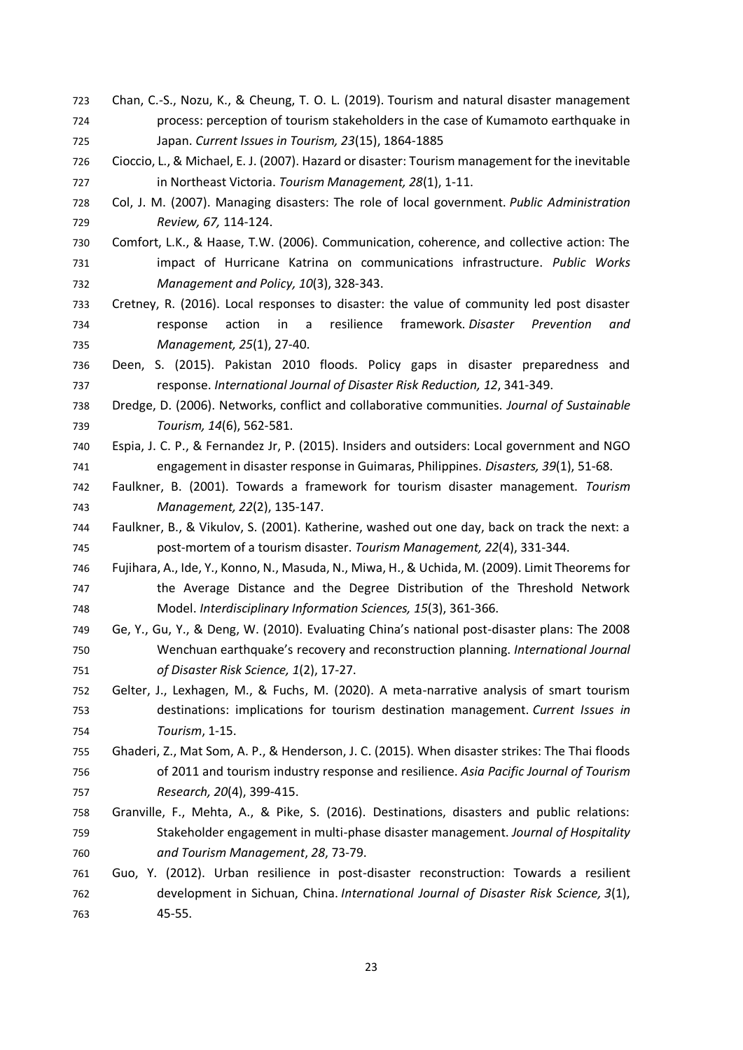Chan, C.-S., Nozu, K., & Cheung, T. O. L. (2019). Tourism and natural disaster management process: perception of tourism stakeholders in the case of Kumamoto earthquake in Japan. *Current Issues in Tourism, 23*(15), 1864-1885

Cioccio, L., & Michael, E. J. (2007). Hazard or disaster: Tourism management for the inevitable in Northeast Victoria. *Tourism Management, 28*(1), 1-11.

Col, J. M. (2007). Managing disasters: The role of local government. *Public Administration Review, 67,* 114-124.

Comfort, L.K., & Haase, T.W. (2006). Communication, coherence, and collective action: The impact of Hurricane Katrina on communications infrastructure. *Public Works Management and Policy, 10*(3), 328-343.

Cretney, R. (2016). Local responses to disaster: the value of community led post disaster response action in a resilience framework. *Disaster Prevention and Management, 25*(1), 27-40.

Deen, S. (2015). Pakistan 2010 floods. Policy gaps in disaster preparedness and response. *International Journal of Disaster Risk Reduction, 12*, 341-349.

Dredge, D. (2006). Networks, conflict and collaborative communities. *Journal of Sustainable Tourism, 14*(6), 562-581.

Espia, J. C. P., & Fernandez Jr, P. (2015). Insiders and outsiders: Local government and NGO engagement in disaster response in Guimaras, Philippines. *Disasters, 39*(1), 51-68.

Faulkner, B. (2001). Towards a framework for tourism disaster management. *Tourism Management, 22*(2), 135-147.

Faulkner, B., & Vikulov, S. (2001). Katherine, washed out one day, back on track the next: a post-mortem of a tourism disaster. *Tourism Management, 22*(4), 331-344.

Fujihara, A., Ide, Y., Konno, N., Masuda, N., Miwa, H., & Uchida, M. (2009). Limit Theorems for the Average Distance and the Degree Distribution of the Threshold Network Model. *Interdisciplinary Information Sciences, 15*(3), 361-366.

Ge, Y., Gu, Y., & Deng, W. (2010). Evaluating China's national post-disaster plans: The 2008 Wenchuan earthquake's recovery and reconstruction planning. *International Journal of Disaster Risk Science, 1*(2), 17-27.

Gelter, J., Lexhagen, M., & Fuchs, M. (2020). A meta-narrative analysis of smart tourism destinations: implications for tourism destination management. *Current Issues in Tourism*, 1-15.

Ghaderi, Z., Mat Som, A. P., & Henderson, J. C. (2015). When disaster strikes: The Thai floods of 2011 and tourism industry response and resilience. *Asia Pacific Journal of Tourism Research, 20*(4), 399-415.

Granville, F., Mehta, A., & Pike, S. (2016). Destinations, disasters and public relations: Stakeholder engagement in multi-phase disaster management. *Journal of Hospitality and Tourism Management*, *28*, 73-79.

Guo, Y. (2012). Urban resilience in post-disaster reconstruction: Towards a resilient development in Sichuan, China. *International Journal of Disaster Risk Science, 3*(1), 45-55.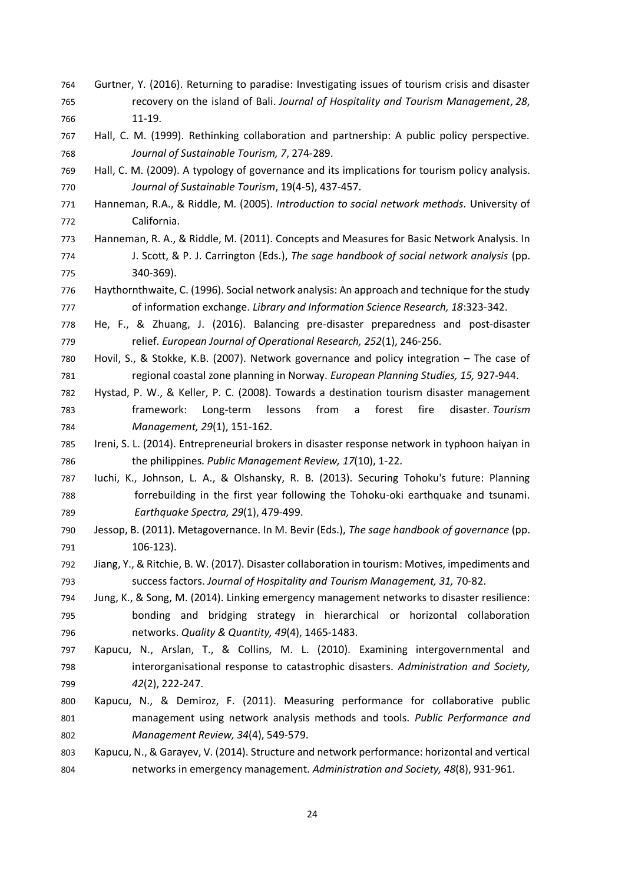Gurtner, Y. (2016). Returning to paradise: Investigating issues of tourism crisis and disaster recovery on the island of Bali. *Journal of Hospitality and Tourism Management*, *28*, 11-19.

Hall, C. M. (1999). Rethinking collaboration and partnership: A public policy perspective. *Journal of Sustainable Tourism, 7*, 274-289.

Hall, C. M. (2009). A typology of governance and its implications for tourism policy analysis. *Journal of Sustainable Tourism*, 19(4-5), 437-457.

Hanneman, R.A., & Riddle, M. (2005). *Introduction to social network methods.* University of California.

Hanneman, R. A., & Riddle, M. (2011). Concepts and Measures for Basic Network Analysis. In J. Scott, & P. J. Carrington (Eds.), *The sage handbook of social network analysis* (pp. 340-369).

Haythornthwaite, C. (1996). Social network analysis: An approach and technique for the study of information exchange. *Library and Information Science Research, 18*:323-342.

He, F., & Zhuang, J. (2016). Balancing pre-disaster preparedness and post-disaster relief. *European Journal of Operational Research, 252*(1), 246-256.

Hovil, S., & Stokke, K.B. (2007). Network governance and policy integration – The case of regional coastal zone planning in Norway. *European Planning Studies, 15,* 927-944.

Hystad, P. W., & Keller, P. C. (2008). Towards a destination tourism disaster management framework: Long-term lessons from a forest fire disaster. *Tourism Management, 29*(1), 151-162.

Ireni, S. L. (2014). Entrepreneurial brokers in disaster response network in typhoon haiyan in the philippines. *Public Management Review, 17*(10), 1-22.

Iuchi, K., Johnson, L. A., & Olshansky, R. B. (2013). Securing Tohoku's future: Planning forrebuilding in the first year following the Tohoku-oki earthquake and tsunami. *Earthquake Spectra, 29*(1), 479-499.

Jessop, B. (2011). Metagovernance. In M. Bevir (Eds.), *The sage handbook of governance* (pp. 106-123).

Jiang, Y., & Ritchie, B. W. (2017). Disaster collaboration in tourism: Motives, impediments and success factors. *Journal of Hospitality and Tourism Management, 31,* 70-82.

Jung, K., & Song, M. (2014). Linking emergency management networks to disaster resilience: bonding and bridging strategy in hierarchical or horizontal collaboration networks. *Quality & Quantity, 49*(4), 1465-1483.

Kapucu, N., Arslan, T., & Collins, M. L. (2010). Examining intergovernmental and interorganisational response to catastrophic disasters. *Administration and Society, 42*(2), 222-247.

Kapucu, N., & Demiroz, F. (2011). Measuring performance for collaborative public management using network analysis methods and tools. *Public Performance and Management Review, 34*(4), 549-579.

Kapucu, N., & Garayev, V. (2014). Structure and network performance: horizontal and vertical networks in emergency management. *Administration and Society, 48*(8), 931-961.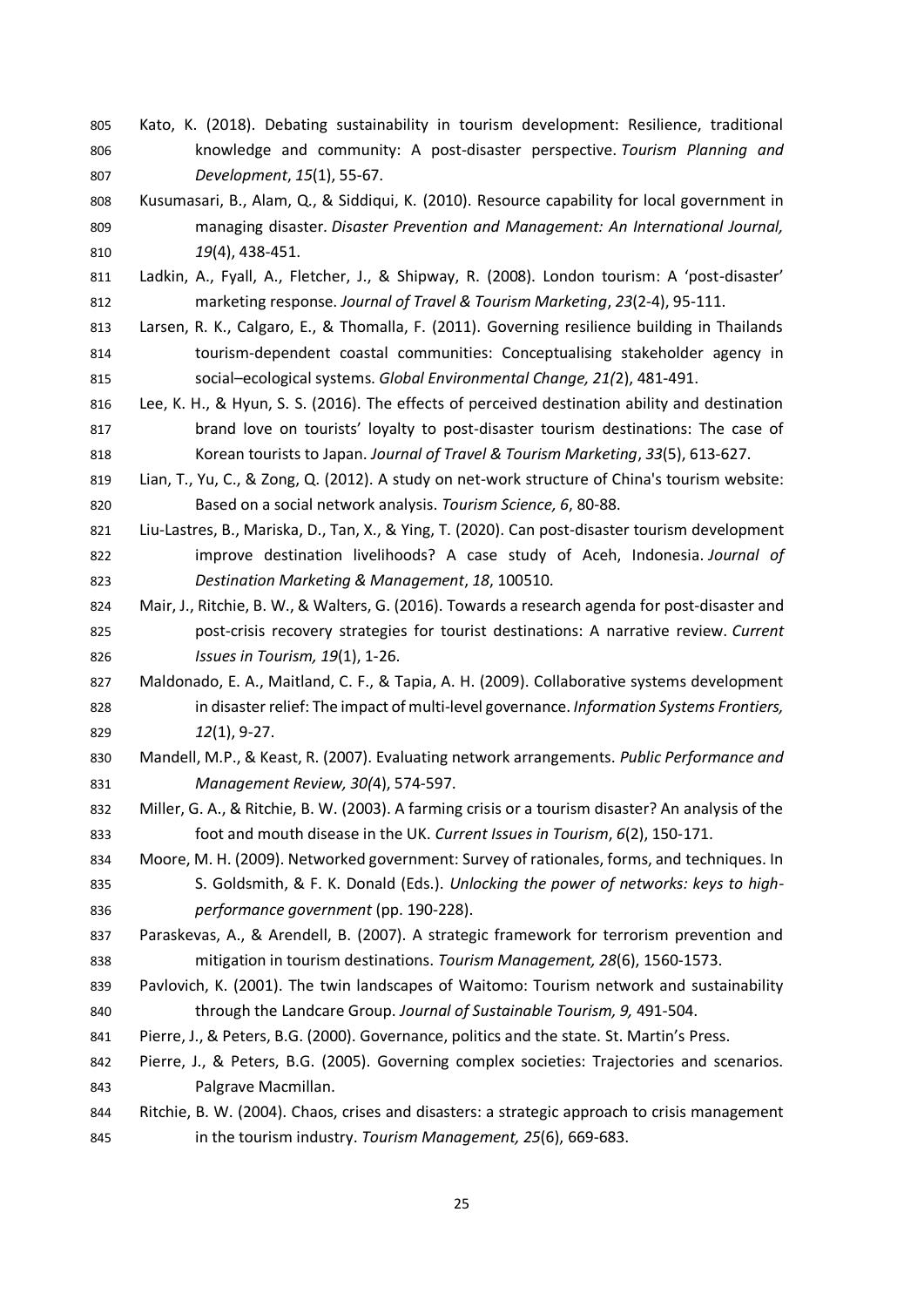Kato, K. (2018). Debating sustainability in tourism development: Resilience, traditional knowledge and community: A post-disaster perspective. *Tourism Planning and Development*, *15*(1), 55-67.

Kusumasari, B., Alam, Q., & Siddiqui, K. (2010). Resource capability for local government in managing disaster. *Disaster Prevention and Management: An International Journal, 19*(4), 438-451.

Ladkin, A., Fyall, A., Fletcher, J., & Shipway, R. (2008). London tourism: A 'post-disaster' marketing response. *Journal of Travel & Tourism Marketing*, *23*(2-4), 95-111.

Larsen, R. K., Calgaro, E., & Thomalla, F. (2011). Governing resilience building in Thailands tourism-dependent coastal communities: Conceptualising stakeholder agency in social–ecological systems. *Global Environmental Change, 21(*2), 481-491.

Lee, K. H., & Hyun, S. S. (2016). The effects of perceived destination ability and destination brand love on tourists' loyalty to post-disaster tourism destinations: The case of Korean tourists to Japan. *Journal of Travel & Tourism Marketing*, *33*(5), 613-627.

Lian, T., Yu, C., & Zong, Q. (2012). A study on net-work structure of China's tourism website: Based on a social network analysis. *Tourism Science, 6*, 80-88.

Liu-Lastres, B., Mariska, D., Tan, X., & Ying, T. (2020). Can post-disaster tourism development improve destination livelihoods? A case study of Aceh, Indonesia. *Journal of Destination Marketing & Management*, *18*, 100510.

Mair, J., Ritchie, B. W., & Walters, G. (2016). Towards a research agenda for post-disaster and post-crisis recovery strategies for tourist destinations: A narrative review. *Current Issues in Tourism, 19*(1), 1-26.

Maldonado, E. A., Maitland, C. F., & Tapia, A. H. (2009). Collaborative systems development in disaster relief: The impact of multi-level governance. *Information Systems Frontiers, 12*(1), 9-27.

Mandell, M.P., & Keast, R. (2007). Evaluating network arrangements. *Public Performance and Management Review, 30(*4), 574-597.

Miller, G. A., & Ritchie, B. W. (2003). A farming crisis or a tourism disaster? An analysis of the foot and mouth disease in the UK. *Current Issues in Tourism*, *6*(2), 150-171.

Moore, M. H. (2009). Networked government: Survey of rationales, forms, and techniques. In S. Goldsmith, & F. K. Donald (Eds.). *Unlocking the power of networks: keys to high-performance government* (pp. 190-228).

Paraskevas, A., & Arendell, B. (2007). A strategic framework for terrorism prevention and mitigation in tourism destinations. *Tourism Management, 28*(6), 1560-1573.

Pavlovich, K. (2001). The twin landscapes of Waitomo: Tourism network and sustainability through the Landcare Group. *Journal of Sustainable Tourism, 9,* 491-504.

Pierre, J., & Peters, B.G. (2000). Governance, politics and the state. St. Martin's Press.

Pierre, J., & Peters, B.G. (2005). Governing complex societies: Trajectories and scenarios. Palgrave Macmillan.

Ritchie, B. W. (2004). Chaos, crises and disasters: a strategic approach to crisis management in the tourism industry. *Tourism Management, 25*(6), 669-683.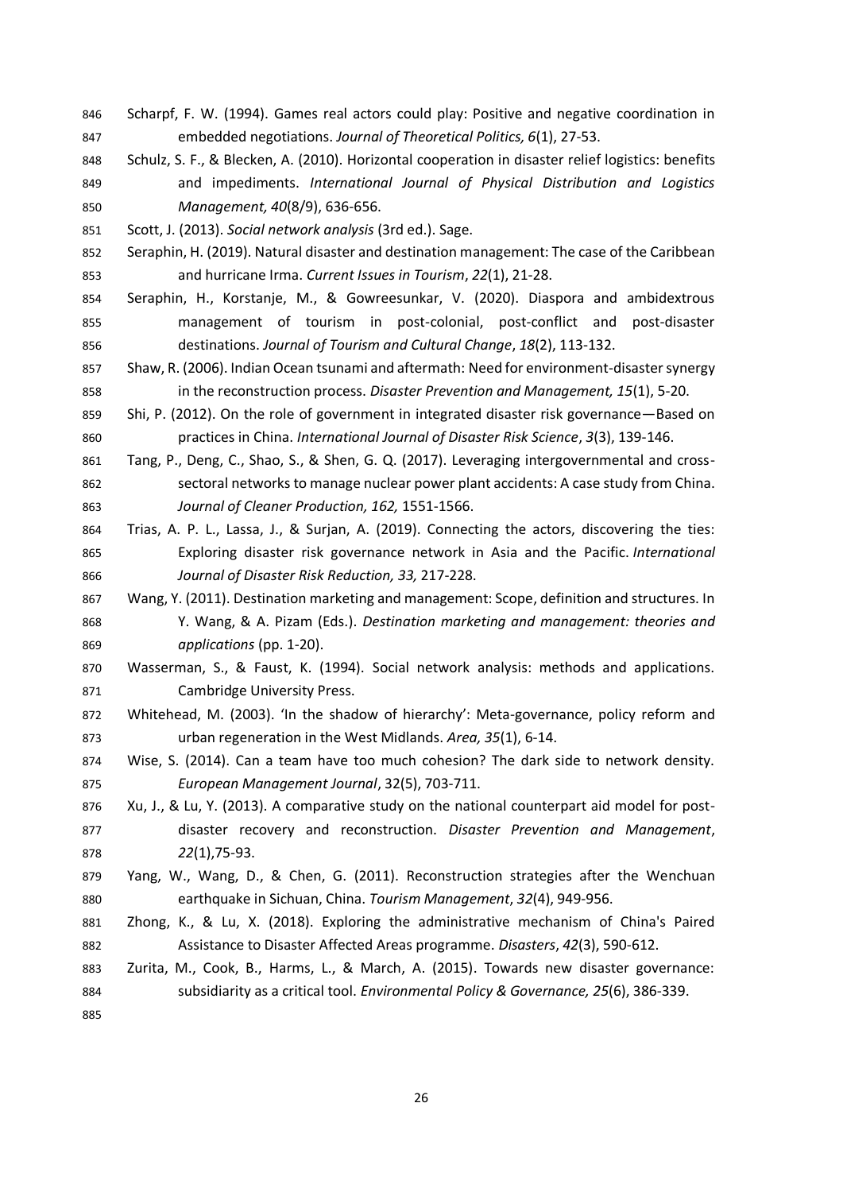Scharpf, F. W. (1994). Games real actors could play: Positive and negative coordination in embedded negotiations. *Journal of Theoretical Politics, 6*(1), 27-53.

Schulz, S. F., & Blecken, A. (2010). Horizontal cooperation in disaster relief logistics: benefits and impediments. *International Journal of Physical Distribution and Logistics Management, 40*(8/9), 636-656.

Scott, J. (2013). *Social network analysis* (3rd ed.). Sage.

Seraphin, H. (2019). Natural disaster and destination management: The case of the Caribbean and hurricane Irma. *Current Issues in Tourism*, *22*(1), 21-28.

Seraphin, H., Korstanje, M., & Gowreesunkar, V. (2020). Diaspora and ambidextrous management of tourism in post-colonial, post-conflict and post-disaster destinations. *Journal of Tourism and Cultural Change*, *18*(2), 113-132.

Shaw, R. (2006). Indian Ocean tsunami and aftermath: Need for environment-disaster synergy in the reconstruction process. *Disaster Prevention and Management, 15*(1), 5-20.

Shi, P. (2012). On the role of government in integrated disaster risk governance—Based on practices in China. *International Journal of Disaster Risk Science*, *3*(3), 139-146.

Tang, P., Deng, C., Shao, S., & Shen, G. Q. (2017). Leveraging intergovernmental and cross-sectoral networks to manage nuclear power plant accidents: A case study from China. *Journal of Cleaner Production, 162,* 1551-1566.

Trias, A. P. L., Lassa, J., & Surjan, A. (2019). Connecting the actors, discovering the ties: Exploring disaster risk governance network in Asia and the Pacific. *International Journal of Disaster Risk Reduction, 33,* 217-228.

Wang, Y. (2011). Destination marketing and management: Scope, definition and structures. In Y. Wang, & A. Pizam (Eds.). *Destination marketing and management: theories and applications* (pp. 1-20).

Wasserman, S., & Faust, K. (1994). Social network analysis: methods and applications. Cambridge University Press.

Whitehead, M. (2003). 'In the shadow of hierarchy': Meta-governance, policy reform and urban regeneration in the West Midlands. *Area, 35*(1), 6-14.

Wise, S. (2014). Can a team have too much cohesion? The dark side to network density. *European Management Journal*, 32(5), 703-711.

Xu, J., & Lu, Y. (2013). A comparative study on the national counterpart aid model for post-disaster recovery and reconstruction. *Disaster Prevention and Management*, *22*(1),75-93.

Yang, W., Wang, D., & Chen, G. (2011). Reconstruction strategies after the Wenchuan earthquake in Sichuan, China. *Tourism Management*, *32*(4), 949-956.

Zhong, K., & Lu, X. (2018). Exploring the administrative mechanism of China's Paired Assistance to Disaster Affected Areas programme. *Disasters*, *42*(3), 590-612.

Zurita, M., Cook, B., Harms, L., & March, A. (2015). Towards new disaster governance: subsidiarity as a critical tool. *Environmental Policy & Governance, 25*(6), 386-339.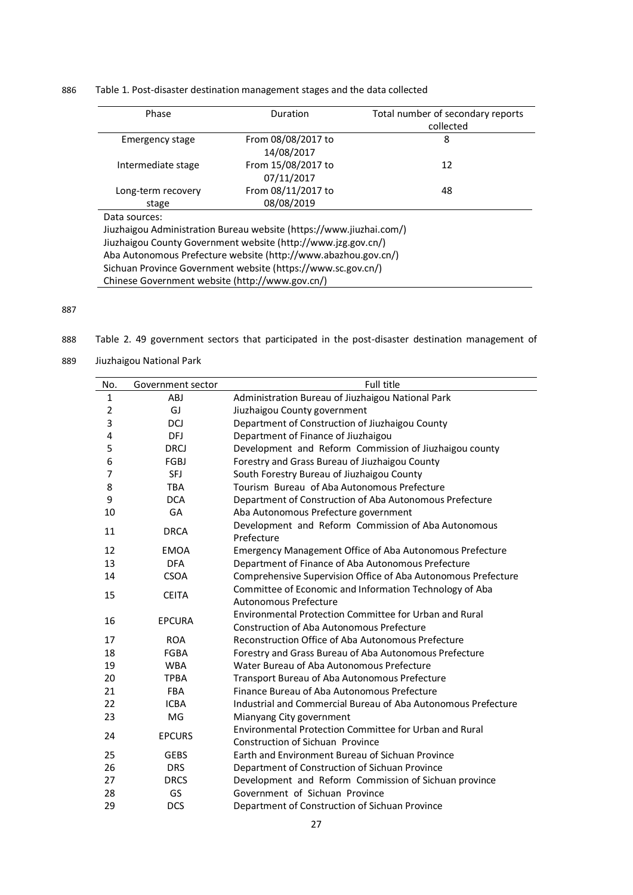Table 1. Post-disaster destination management stages and the data collected

| Phase | Duration | Total number of secondary reports collected |
|---|---|---|
| Emergency stage | From 08/08/2017 to 14/08/2017 | 8 |
| Intermediate stage | From 15/08/2017 to 07/11/2017 | 12 |
| Long-term recovery stage | From 08/11/2017 to 08/08/2019 | 48 |

Data sources:
Jiuzhaigou Administration Bureau website (https://www.jiuzhai.com/)
Jiuzhaigou County Government website (http://www.jzg.gov.cn/)
Aba Autonomous Prefecture website (http://www.abazhou.gov.cn/)
Sichuan Province Government website (https://www.sc.gov.cn/)
Chinese Government website (http://www.gov.cn/)

Table 2. 49 government sectors that participated in the post-disaster destination management of Jiuzhaigou National Park

| No. | Government sector | Full title |
|---|---|---|
| 1 | ABJ | Administration Bureau of Jiuzhaigou National Park |
| 2 | GJ | Jiuzhaigou County government |
| 3 | DCJ | Department of Construction of Jiuzhaigou County |
| 4 | DFJ | Department of Finance of Jiuzhaigou |
| 5 | DRCJ | Development and Reform Commission of Jiuzhaigou county |
| 6 | FGBJ | Forestry and Grass Bureau of Jiuzhaigou County |
| 7 | SFJ | South Forestry Bureau of Jiuzhaigou County |
| 8 | TBA | Tourism Bureau of Aba Autonomous Prefecture |
| 9 | DCA | Department of Construction of Aba Autonomous Prefecture |
| 10 | GA | Aba Autonomous Prefecture government |
| 11 | DRCA | Development and Reform Commission of Aba Autonomous Prefecture |
| 12 | EMOA | Emergency Management Office of Aba Autonomous Prefecture |
| 13 | DFA | Department of Finance of Aba Autonomous Prefecture |
| 14 | CSOA | Comprehensive Supervision Office of Aba Autonomous Prefecture |
| 15 | CEITA | Committee of Economic and Information Technology of Aba Autonomous Prefecture |
| 16 | EPCURA | Environmental Protection Committee for Urban and Rural Construction of Aba Autonomous Prefecture |
| 17 | ROA | Reconstruction Office of Aba Autonomous Prefecture |
| 18 | FGBA | Forestry and Grass Bureau of Aba Autonomous Prefecture |
| 19 | WBA | Water Bureau of Aba Autonomous Prefecture |
| 20 | TPBA | Transport Bureau of Aba Autonomous Prefecture |
| 21 | FBA | Finance Bureau of Aba Autonomous Prefecture |
| 22 | ICBA | Industrial and Commercial Bureau of Aba Autonomous Prefecture |
| 23 | MG | Mianyang City government |
| 24 | EPCURS | Environmental Protection Committee for Urban and Rural Construction of Sichuan Province |
| 25 | GEBS | Earth and Environment Bureau of Sichuan Province |
| 26 | DRS | Department of Construction of Sichuan Province |
| 27 | DRCS | Development and Reform Commission of Sichuan province |
| 28 | GS | Government of Sichuan Province |
| 29 | DCS | Department of Construction of Sichuan Province |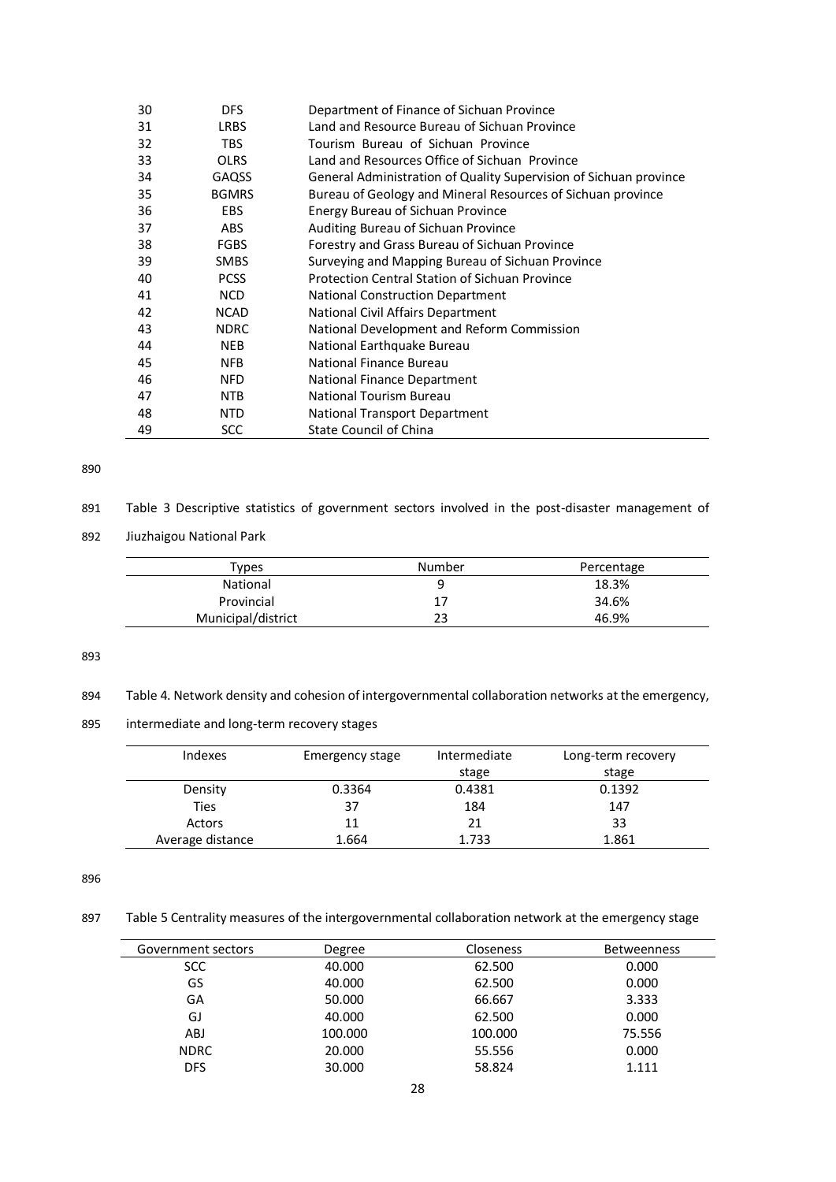| | | |
|---|---|---|
| 30 | DFS | Department of Finance of Sichuan Province |
| 31 | LRBS | Land and Resource Bureau of Sichuan Province |
| 32 | TBS | Tourism Bureau of Sichuan Province |
| 33 | OLRS | Land and Resources Office of Sichuan Province |
| 34 | GAQSS | General Administration of Quality Supervision of Sichuan province |
| 35 | BGMRS | Bureau of Geology and Mineral Resources of Sichuan province |
| 36 | EBS | Energy Bureau of Sichuan Province |
| 37 | ABS | Auditing Bureau of Sichuan Province |
| 38 | FGBS | Forestry and Grass Bureau of Sichuan Province |
| 39 | SMBS | Surveying and Mapping Bureau of Sichuan Province |
| 40 | PCSS | Protection Central Station of Sichuan Province |
| 41 | NCD | National Construction Department |
| 42 | NCAD | National Civil Affairs Department |
| 43 | NDRC | National Development and Reform Commission |
| 44 | NEB | National Earthquake Bureau |
| 45 | NFB | National Finance Bureau |
| 46 | NFD | National Finance Department |
| 47 | NTB | National Tourism Bureau |
| 48 | NTD | National Transport Department |
| 49 | SCC | State Council of China |

Table 3 Descriptive statistics of government sectors involved in the post-disaster management of Jiuzhaigou National Park

| Types | Number | Percentage |
|---|---|---|
| National | 9 | 18.3% |
| Provincial | 17 | 34.6% |
| Municipal/district | 23 | 46.9% |

Table 4. Network density and cohesion of intergovernmental collaboration networks at the emergency, intermediate and long-term recovery stages

| Indexes | Emergency stage | Intermediate stage | Long-term recovery stage |
|---|---|---|---|
| Density | 0.3364 | 0.4381 | 0.1392 |
| Ties | 37 | 184 | 147 |
| Actors | 11 | 21 | 33 |
| Average distance | 1.664 | 1.733 | 1.861 |

Table 5 Centrality measures of the intergovernmental collaboration network at the emergency stage

| Government sectors | Degree | Closeness | Betweenness |
|---|---|---|---|
| SCC | 40.000 | 62.500 | 0.000 |
| GS | 40.000 | 62.500 | 0.000 |
| GA | 50.000 | 66.667 | 3.333 |
| GJ | 40.000 | 62.500 | 0.000 |
| ABJ | 100.000 | 100.000 | 75.556 |
| NDRC | 20.000 | 55.556 | 0.000 |
| DFS | 30.000 | 58.824 | 1.111 |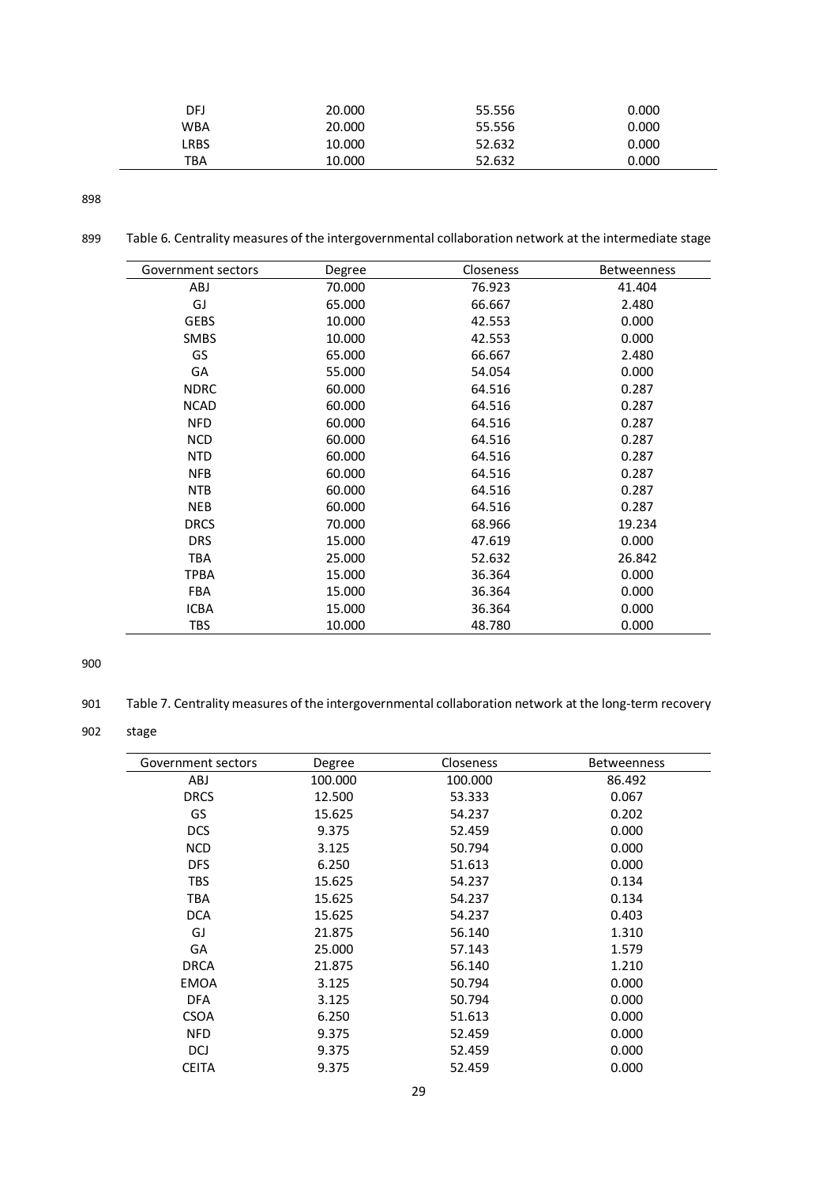| DFJ | 20.000 | 55.556 | 0.000 |
|---|---|---|---|
| WBA | 20.000 | 55.556 | 0.000 |
| LRBS | 10.000 | 52.632 | 0.000 |
| TBA | 10.000 | 52.632 | 0.000 |

Table 6. Centrality measures of the intergovernmental collaboration network at the intermediate stage

| Government sectors | Degree | Closeness | Betweenness |
|---|---|---|---|
| ABJ | 70.000 | 76.923 | 41.404 |
| GJ | 65.000 | 66.667 | 2.480 |
| GEBS | 10.000 | 42.553 | 0.000 |
| SMBS | 10.000 | 42.553 | 0.000 |
| GS | 65.000 | 66.667 | 2.480 |
| GA | 55.000 | 54.054 | 0.000 |
| NDRC | 60.000 | 64.516 | 0.287 |
| NCAD | 60.000 | 64.516 | 0.287 |
| NFD | 60.000 | 64.516 | 0.287 |
| NCD | 60.000 | 64.516 | 0.287 |
| NTD | 60.000 | 64.516 | 0.287 |
| NFB | 60.000 | 64.516 | 0.287 |
| NTB | 60.000 | 64.516 | 0.287 |
| NEB | 60.000 | 64.516 | 0.287 |
| DRCS | 70.000 | 68.966 | 19.234 |
| DRS | 15.000 | 47.619 | 0.000 |
| TBA | 25.000 | 52.632 | 26.842 |
| TPBA | 15.000 | 36.364 | 0.000 |
| FBA | 15.000 | 36.364 | 0.000 |
| ICBA | 15.000 | 36.364 | 0.000 |
| TBS | 10.000 | 48.780 | 0.000 |

Table 7. Centrality measures of the intergovernmental collaboration network at the long-term recovery stage

| Government sectors | Degree | Closeness | Betweenness |
|---|---|---|---|
| ABJ | 100.000 | 100.000 | 86.492 |
| DRCS | 12.500 | 53.333 | 0.067 |
| GS | 15.625 | 54.237 | 0.202 |
| DCS | 9.375 | 52.459 | 0.000 |
| NCD | 3.125 | 50.794 | 0.000 |
| DFS | 6.250 | 51.613 | 0.000 |
| TBS | 15.625 | 54.237 | 0.134 |
| TBA | 15.625 | 54.237 | 0.134 |
| DCA | 15.625 | 54.237 | 0.403 |
| GJ | 21.875 | 56.140 | 1.310 |
| GA | 25.000 | 57.143 | 1.579 |
| DRCA | 21.875 | 56.140 | 1.210 |
| EMOA | 3.125 | 50.794 | 0.000 |
| DFA | 3.125 | 50.794 | 0.000 |
| CSOA | 6.250 | 51.613 | 0.000 |
| NFD | 9.375 | 52.459 | 0.000 |
| DCJ | 9.375 | 52.459 | 0.000 |
| CEITA | 9.375 | 52.459 | 0.000 |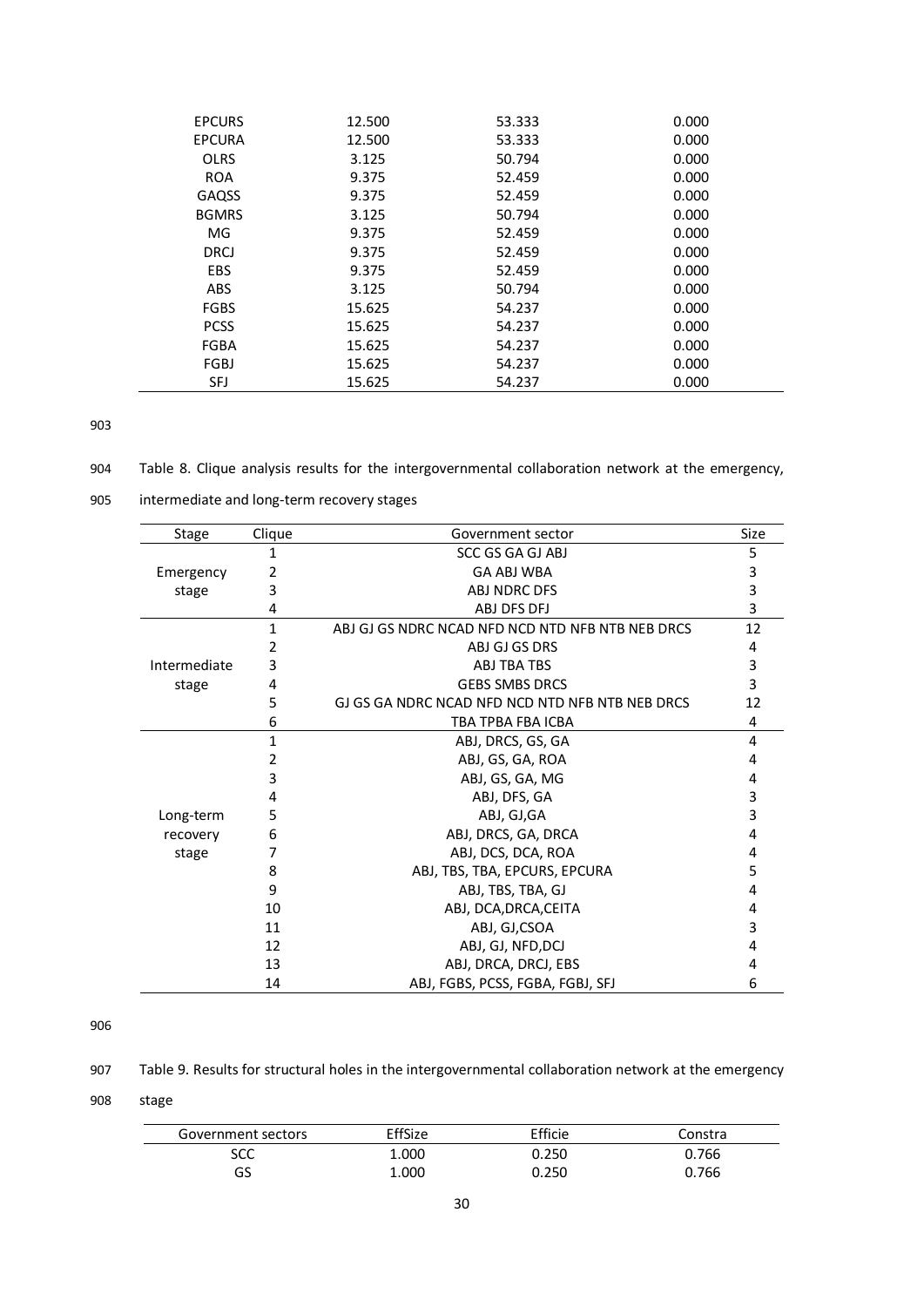| | | | |
|---|---|---|---|
| EPCURS | 12.500 | 53.333 | 0.000 |
| EPCURA | 12.500 | 53.333 | 0.000 |
| OLRS | 3.125 | 50.794 | 0.000 |
| ROA | 9.375 | 52.459 | 0.000 |
| GAQSS | 9.375 | 52.459 | 0.000 |
| BGMRS | 3.125 | 50.794 | 0.000 |
| MG | 9.375 | 52.459 | 0.000 |
| DRCJ | 9.375 | 52.459 | 0.000 |
| EBS | 9.375 | 52.459 | 0.000 |
| ABS | 3.125 | 50.794 | 0.000 |
| FGBS | 15.625 | 54.237 | 0.000 |
| PCSS | 15.625 | 54.237 | 0.000 |
| FGBA | 15.625 | 54.237 | 0.000 |
| FGBJ | 15.625 | 54.237 | 0.000 |
| SFJ | 15.625 | 54.237 | 0.000 |

Table 8. Clique analysis results for the intergovernmental collaboration network at the emergency, intermediate and long-term recovery stages

| Stage | Clique | Government sector | Size |
|---|---|---|---|
| Emergency stage | 1 | SCC GS GA GJ ABJ | 5 |
| | 2 | GA ABJ WBA | 3 |
| | 3 | ABJ NDRC DFS | 3 |
| | 4 | ABJ DFS DFJ | 3 |
| Intermediate stage | 1 | ABJ GJ GS NDRC NCAD NFD NCD NTD NFB NTB NEB DRCS | 12 |
| | 2 | ABJ GJ GS DRS | 4 |
| | 3 | ABJ TBA TBS | 3 |
| | 4 | GEBS SMBS DRCS | 3 |
| | 5 | GJ GS GA NDRC NCAD NFD NCD NTD NFB NTB NEB DRCS | 12 |
| | 6 | TBA TPBA FBA ICBA | 4 |
| Long-term recovery stage | 1 | ABJ, DRCS, GS, GA | 4 |
| | 2 | ABJ, GS, GA, ROA | 4 |
| | 3 | ABJ, GS, GA, MG | 4 |
| | 4 | ABJ, DFS, GA | 3 |
| | 5 | ABJ, GJ,GA | 3 |
| | 6 | ABJ, DRCS, GA, DRCA | 4 |
| | 7 | ABJ, DCS, DCA, ROA | 4 |
| | 8 | ABJ, TBS, TBA, EPCURS, EPCURA | 5 |
| | 9 | ABJ, TBS, TBA, GJ | 4 |
| | 10 | ABJ, DCA,DRCA,CEITA | 4 |
| | 11 | ABJ, GJ,CSOA | 3 |
| | 12 | ABJ, GJ, NFD,DCJ | 4 |
| | 13 | ABJ, DRCA, DRCJ, EBS | 4 |
| | 14 | ABJ, FGBS, PCSS, FGBA, FGBJ, SFJ | 6 |

Table 9. Results for structural holes in the intergovernmental collaboration network at the emergency stage

| Government sectors | EffSize | Efficie | Constra |
|---|---|---|---|
| SCC | 1.000 | 0.250 | 0.766 |
| GS | 1.000 | 0.250 | 0.766 |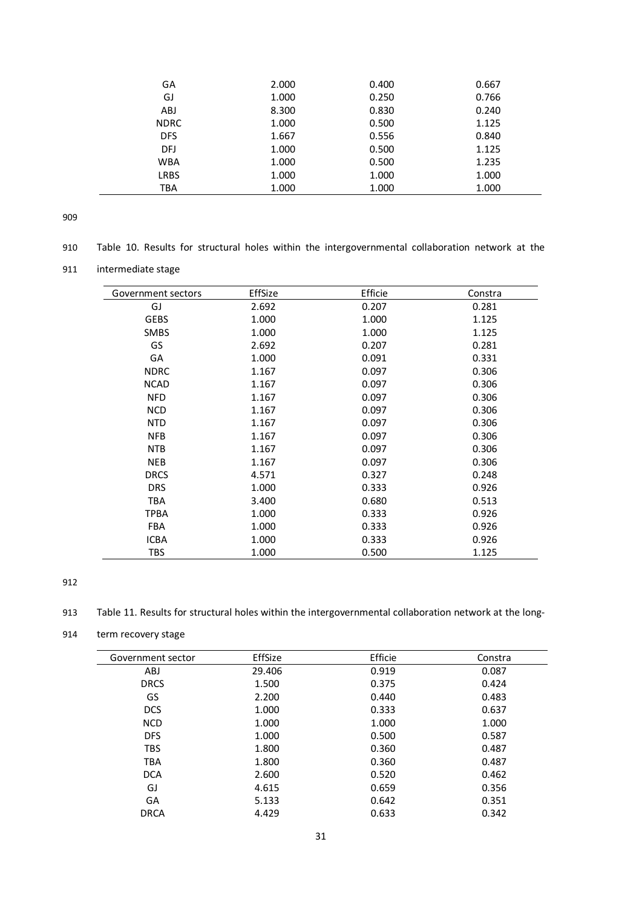| | | | |
|---|---|---|---|
| GA | 2.000 | 0.400 | 0.667 |
| GJ | 1.000 | 0.250 | 0.766 |
| ABJ | 8.300 | 0.830 | 0.240 |
| NDRC | 1.000 | 0.500 | 1.125 |
| DFS | 1.667 | 0.556 | 0.840 |
| DFJ | 1.000 | 0.500 | 1.125 |
| WBA | 1.000 | 0.500 | 1.235 |
| LRBS | 1.000 | 1.000 | 1.000 |
| TBA | 1.000 | 1.000 | 1.000 |

Table 10. Results for structural holes within the intergovernmental collaboration network at the intermediate stage

| Government sectors | EffSize | Efficie | Constra |
|---|---|---|---|
| GJ | 2.692 | 0.207 | 0.281 |
| GEBS | 1.000 | 1.000 | 1.125 |
| SMBS | 1.000 | 1.000 | 1.125 |
| GS | 2.692 | 0.207 | 0.281 |
| GA | 1.000 | 0.091 | 0.331 |
| NDRC | 1.167 | 0.097 | 0.306 |
| NCAD | 1.167 | 0.097 | 0.306 |
| NFD | 1.167 | 0.097 | 0.306 |
| NCD | 1.167 | 0.097 | 0.306 |
| NTD | 1.167 | 0.097 | 0.306 |
| NFB | 1.167 | 0.097 | 0.306 |
| NTB | 1.167 | 0.097 | 0.306 |
| NEB | 1.167 | 0.097 | 0.306 |
| DRCS | 4.571 | 0.327 | 0.248 |
| DRS | 1.000 | 0.333 | 0.926 |
| TBA | 3.400 | 0.680 | 0.513 |
| TPBA | 1.000 | 0.333 | 0.926 |
| FBA | 1.000 | 0.333 | 0.926 |
| ICBA | 1.000 | 0.333 | 0.926 |
| TBS | 1.000 | 0.500 | 1.125 |

Table 11. Results for structural holes within the intergovernmental collaboration network at the long-term recovery stage

| Government sector | EffSize | Efficie | Constra |
|---|---|---|---|
| ABJ | 29.406 | 0.919 | 0.087 |
| DRCS | 1.500 | 0.375 | 0.424 |
| GS | 2.200 | 0.440 | 0.483 |
| DCS | 1.000 | 0.333 | 0.637 |
| NCD | 1.000 | 1.000 | 1.000 |
| DFS | 1.000 | 0.500 | 0.587 |
| TBS | 1.800 | 0.360 | 0.487 |
| TBA | 1.800 | 0.360 | 0.487 |
| DCA | 2.600 | 0.520 | 0.462 |
| GJ | 4.615 | 0.659 | 0.356 |
| GA | 5.133 | 0.642 | 0.351 |
| DRCA | 4.429 | 0.633 | 0.342 |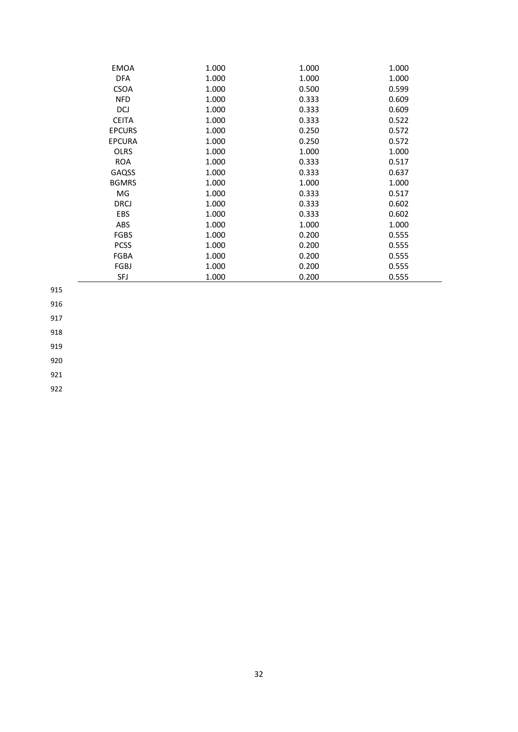| | | | |
|---|---|---|---|
| EMOA | 1.000 | 1.000 | 1.000 |
| DFA | 1.000 | 1.000 | 1.000 |
| CSOA | 1.000 | 0.500 | 0.599 |
| NFD | 1.000 | 0.333 | 0.609 |
| DCJ | 1.000 | 0.333 | 0.609 |
| CEITA | 1.000 | 0.333 | 0.522 |
| EPCURS | 1.000 | 0.250 | 0.572 |
| EPCURA | 1.000 | 0.250 | 0.572 |
| OLRS | 1.000 | 1.000 | 1.000 |
| ROA | 1.000 | 0.333 | 0.517 |
| GAQSS | 1.000 | 0.333 | 0.637 |
| BGMRS | 1.000 | 1.000 | 1.000 |
| MG | 1.000 | 0.333 | 0.517 |
| DRCJ | 1.000 | 0.333 | 0.602 |
| EBS | 1.000 | 0.333 | 0.602 |
| ABS | 1.000 | 1.000 | 1.000 |
| FGBS | 1.000 | 0.200 | 0.555 |
| PCSS | 1.000 | 0.200 | 0.555 |
| FGBA | 1.000 | 0.200 | 0.555 |
| FGBJ | 1.000 | 0.200 | 0.555 |
| SFJ | 1.000 | 0.200 | 0.555 |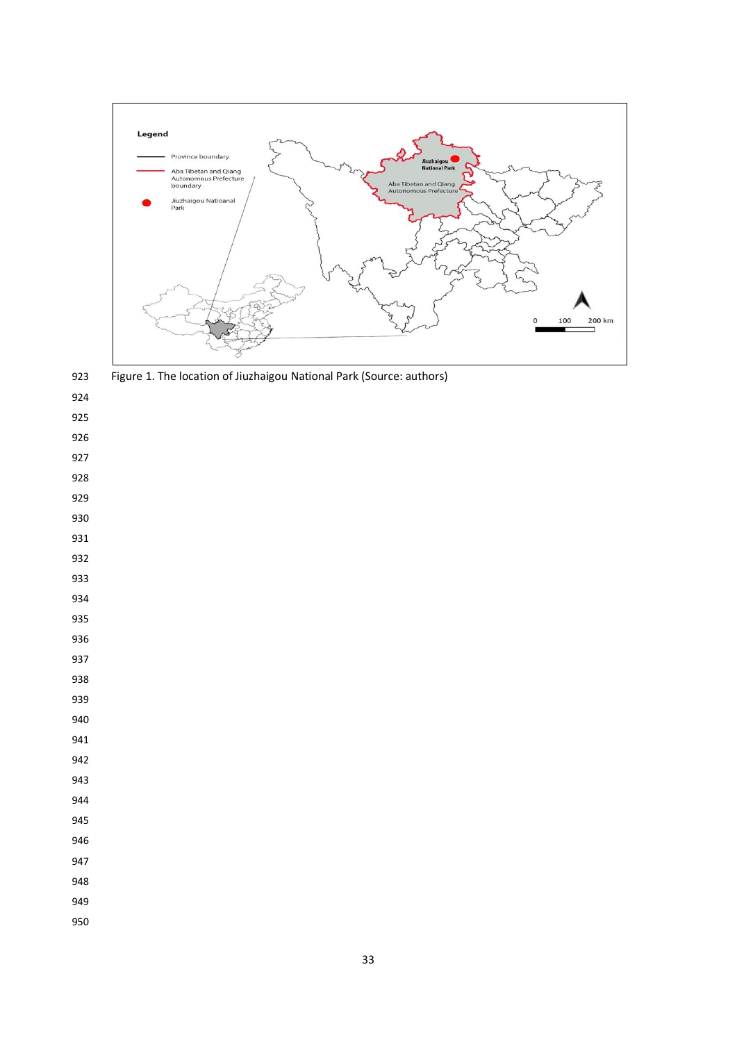Figure 1. The location of Jiuzhaigou National Park (Source: authors)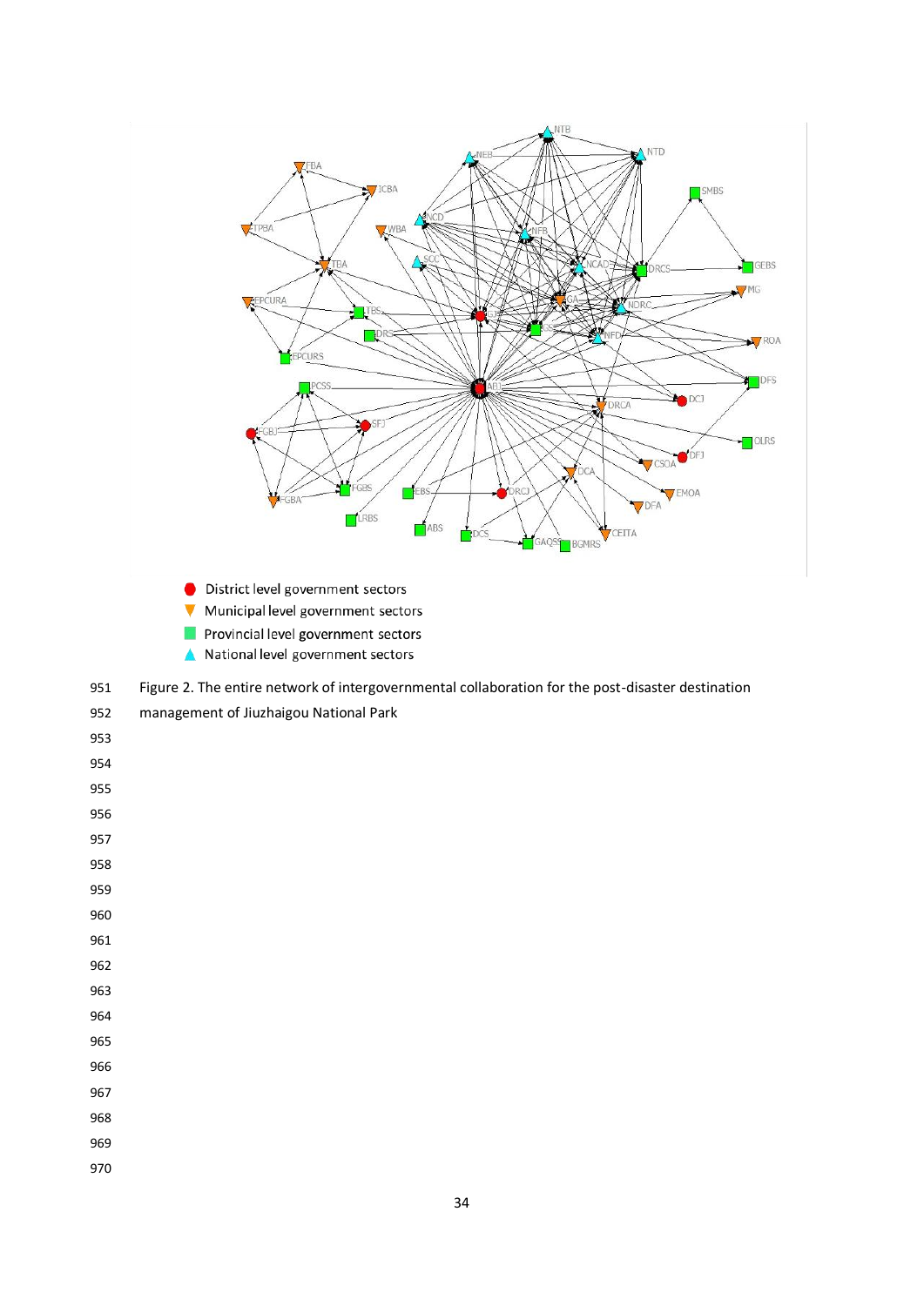- District level government sectors
- Municipal level government sectors
- Provincial level government sectors
- National level government sectors

Figure 2. The entire network of intergovernmental collaboration for the post-disaster destination management of Jiuzhaigou National Park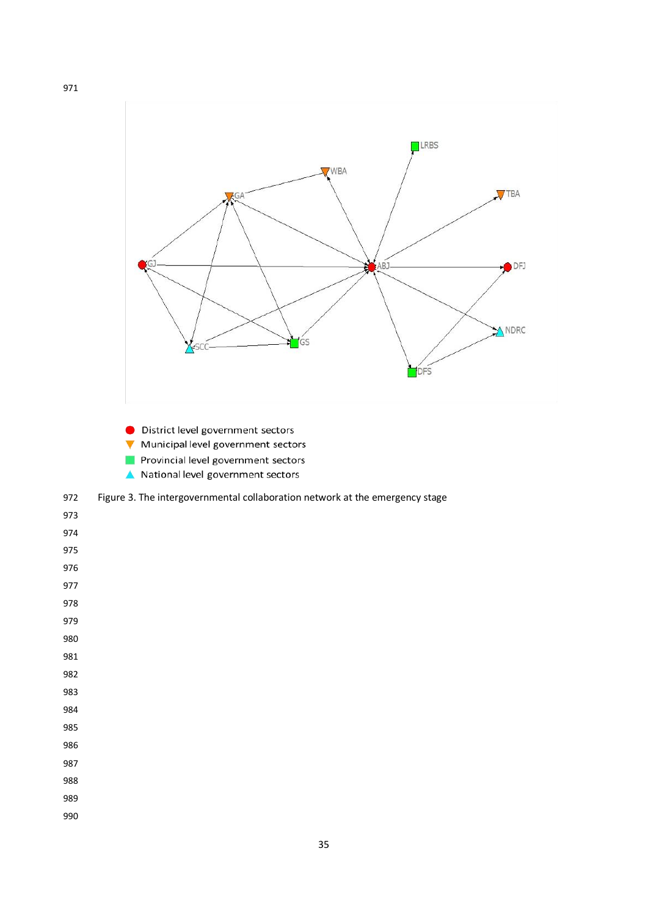- District level government sectors
- Municipal level government sectors
- Provincial level government sectors
- National level government sectors

Figure 3. The intergovernmental collaboration network at the emergency stage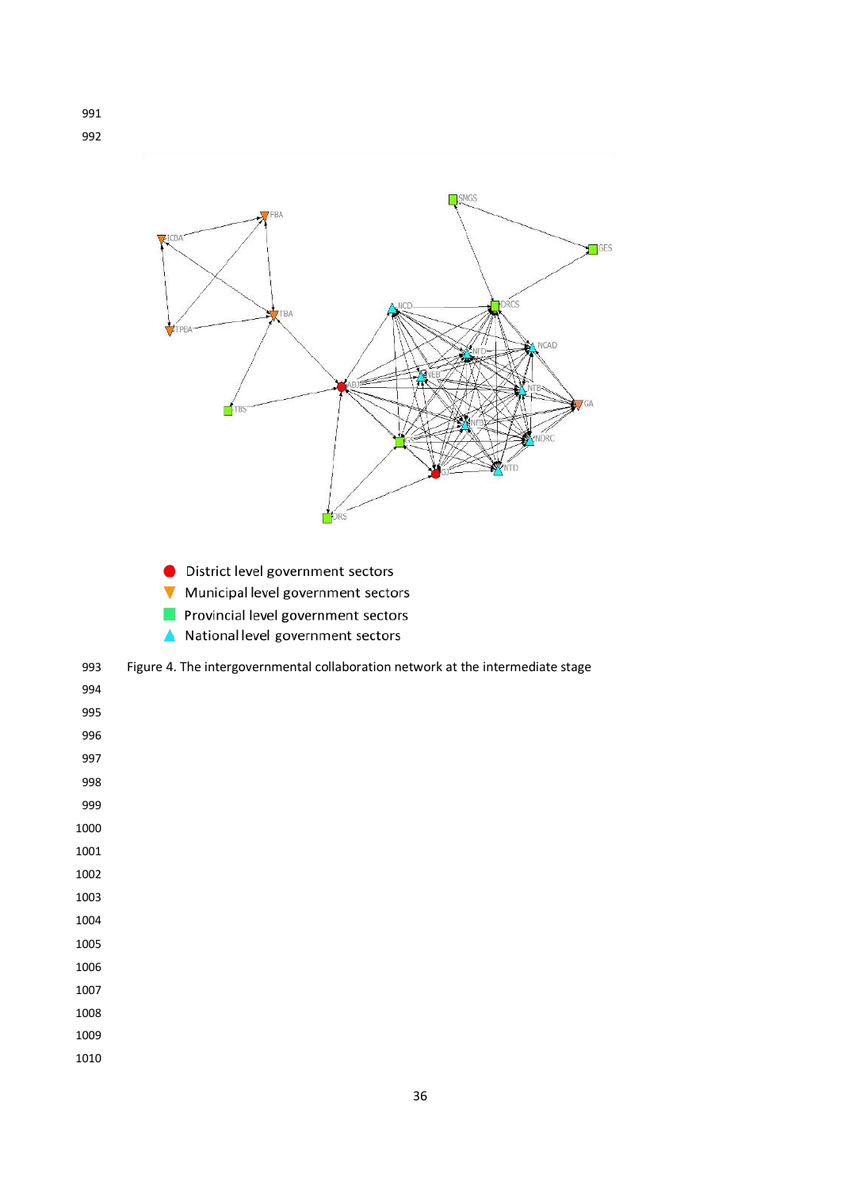Figure 4. The intergovernmental collaboration network at the intermediate stage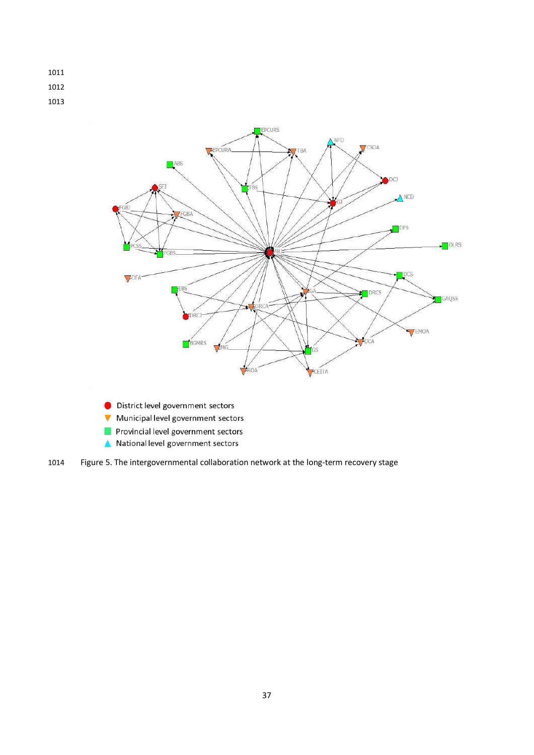ABS

EPCURS

EPCURA

TBA

NFD

CSOA

DCJ

NCD

SFJ

TBS

GJ

FGBJ

FGBA

DFS

PCSS

FGBS

ABJ

OLRS

DFA

EBS

DCS

GA

DRCS

GAQSS

DRCA

DRCJ

EMOA

BGMRS

MG

DCA

GS

ROA

CEITA

District level government sectors

Municipal level government sectors

Provincial level government sectors

National level government sectors

Figure 5. The intergovernmental collaboration network at the long-term recovery stage